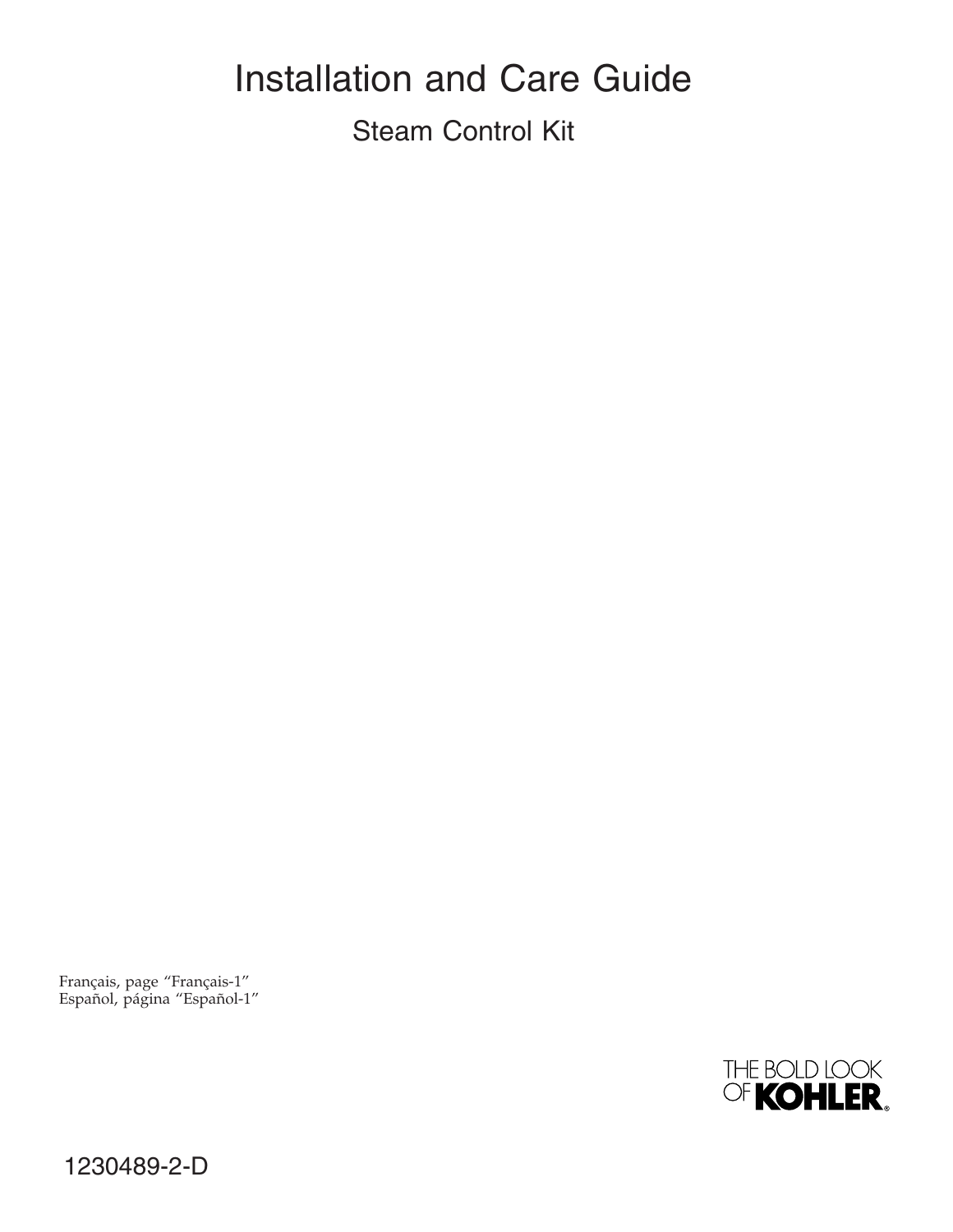# Installation and Care Guide

## Steam Control Kit

Français, page "Français-1"
Español, página "Español-1"

THE BOLD LOOK OF KOHLER®

1230489-2-D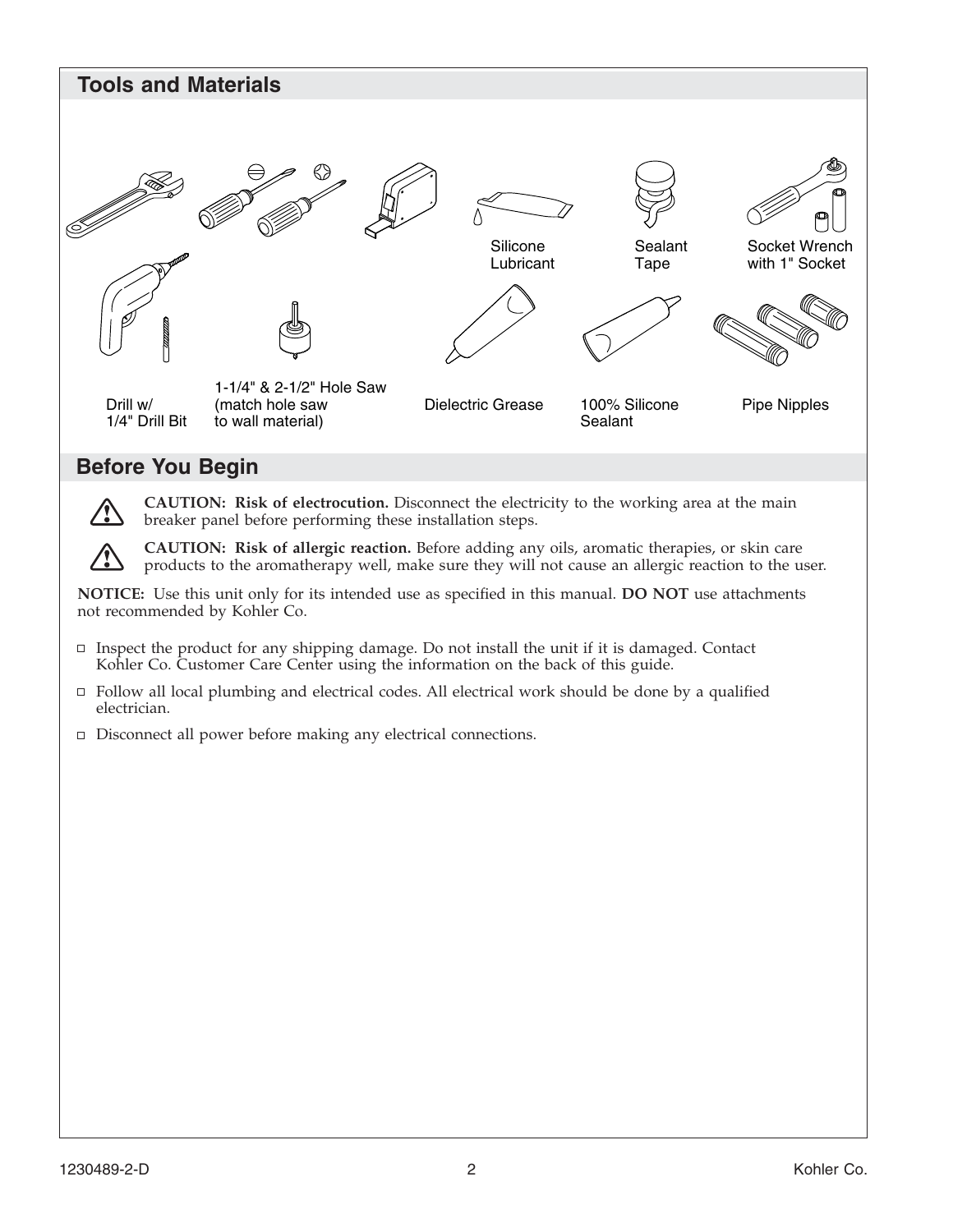## Tools and Materials

Silicone Lubricant

Sealant Tape

Socket Wrench with 1" Socket

Drill w/ 1/4" Drill Bit

1-1/4" & 2-1/2" Hole Saw (match hole saw to wall material)

Dielectric Grease

100% Silicone Sealant

Pipe Nipples

## Before You Begin

**CAUTION: Risk of electrocution.** Disconnect the electricity to the working area at the main breaker panel before performing these installation steps.

**CAUTION: Risk of allergic reaction.** Before adding any oils, aromatic therapies, or skin care products to the aromatherapy well, make sure they will not cause an allergic reaction to the user.

**NOTICE:** Use this unit only for its intended use as specified in this manual. **DO NOT** use attachments not recommended by Kohler Co.

- Inspect the product for any shipping damage. Do not install the unit if it is damaged. Contact Kohler Co. Customer Care Center using the information on the back of this guide.
- Follow all local plumbing and electrical codes. All electrical work should be done by a qualified electrician.
- Disconnect all power before making any electrical connections.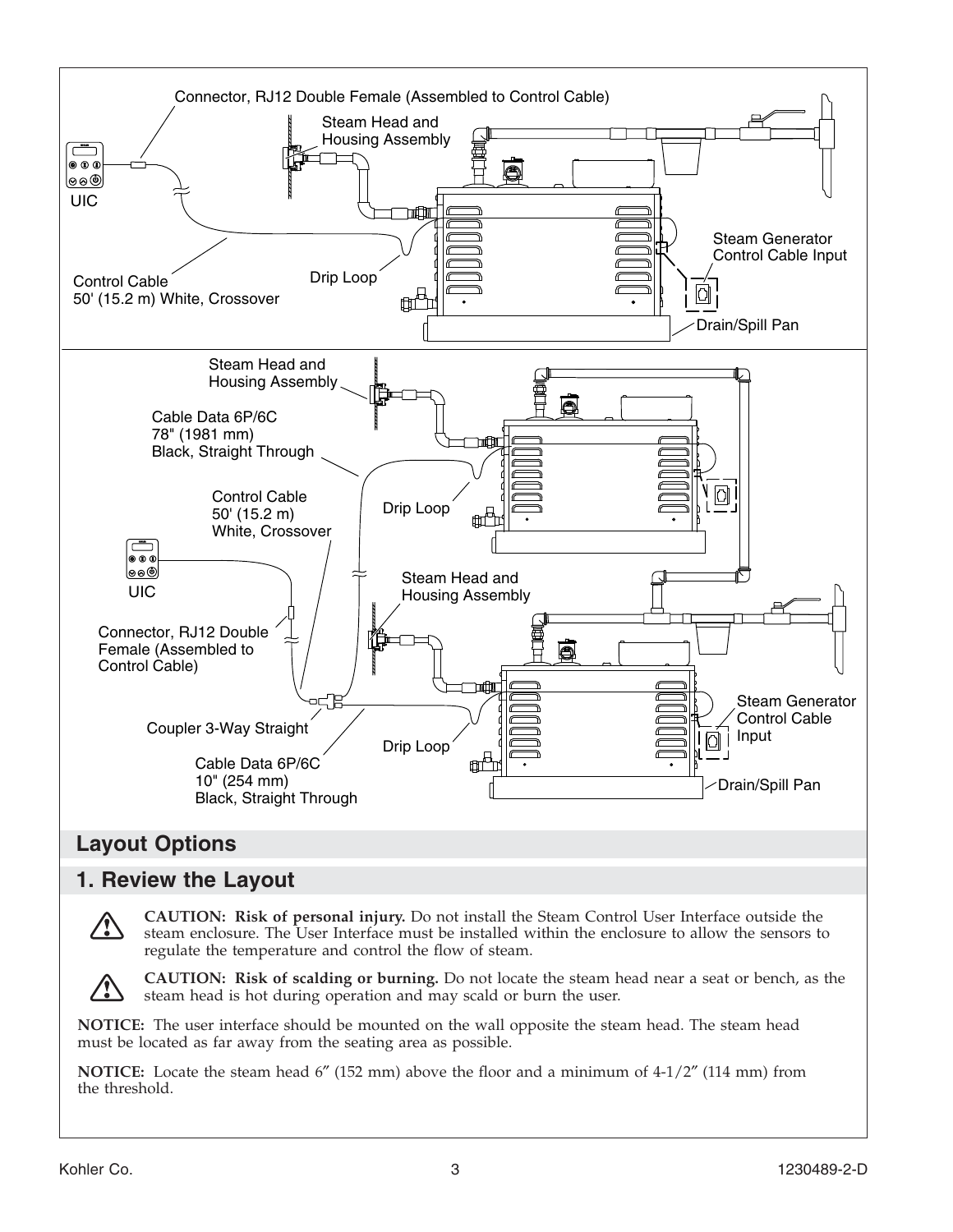Connector, RJ12 Double Female (Assembled to Control Cable)

Steam Head and Housing Assembly

UIC

Steam Generator Control Cable Input

Control Cable 50' (15.2 m) White, Crossover

Drip Loop

Drain/Spill Pan

Steam Head and Housing Assembly

Cable Data 6P/6C 78" (1981 mm) Black, Straight Through

Control Cable 50' (15.2 m) White, Crossover

Drip Loop

UIC

Steam Head and Housing Assembly

Connector, RJ12 Double Female (Assembled to Control Cable)

Steam Generator Control Cable Input

Coupler 3-Way Straight

Drip Loop

Cable Data 6P/6C 10" (254 mm) Black, Straight Through

Drain/Spill Pan

## Layout Options

## 1. Review the Layout

**CAUTION: Risk of personal injury.** Do not install the Steam Control User Interface outside the steam enclosure. The User Interface must be installed within the enclosure to allow the sensors to regulate the temperature and control the flow of steam.

**CAUTION: Risk of scalding or burning.** Do not locate the steam head near a seat or bench, as the steam head is hot during operation and may scald or burn the user.

**NOTICE:** The user interface should be mounted on the wall opposite the steam head. The steam head must be located as far away from the seating area as possible.

**NOTICE:** Locate the steam head 6″ (152 mm) above the floor and a minimum of 4-1/2″ (114 mm) from the threshold.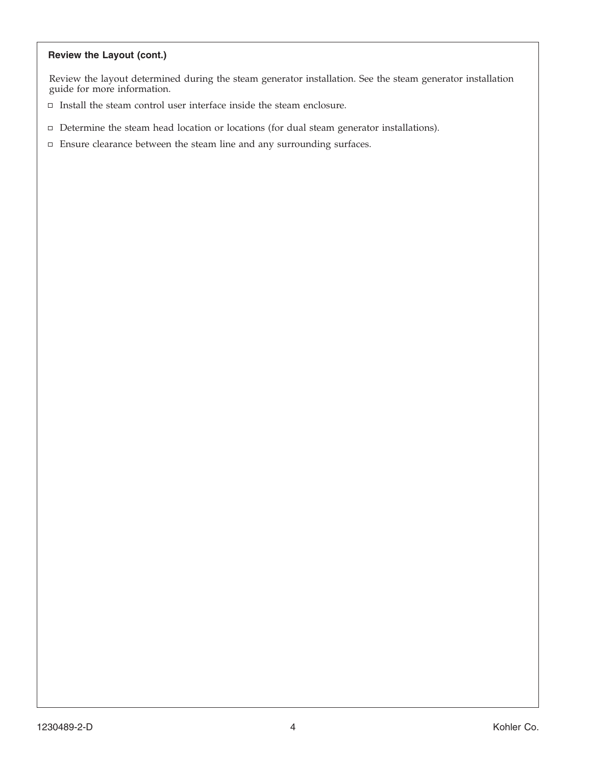### Review the Layout (cont.)

Review the layout determined during the steam generator installation. See the steam generator installation guide for more information.

- Install the steam control user interface inside the steam enclosure.
- Determine the steam head location or locations (for dual steam generator installations).
- Ensure clearance between the steam line and any surrounding surfaces.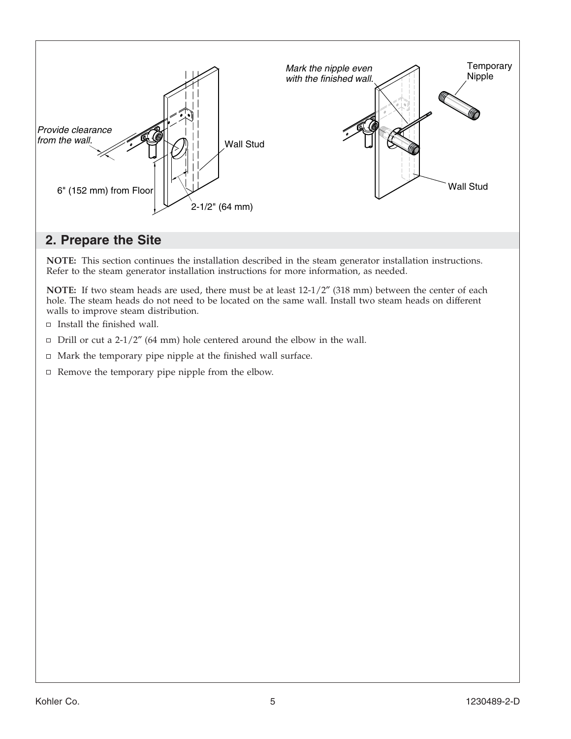## 2. Prepare the Site

**NOTE:** This section continues the installation described in the steam generator installation instructions. Refer to the steam generator installation instructions for more information, as needed.

**NOTE:** If two steam heads are used, there must be at least 12-1/2″ (318 mm) between the center of each hole. The steam heads do not need to be located on the same wall. Install two steam heads on different walls to improve steam distribution.

- Install the finished wall.
- Drill or cut a 2-1/2″ (64 mm) hole centered around the elbow in the wall.
- Mark the temporary pipe nipple at the finished wall surface.
- Remove the temporary pipe nipple from the elbow.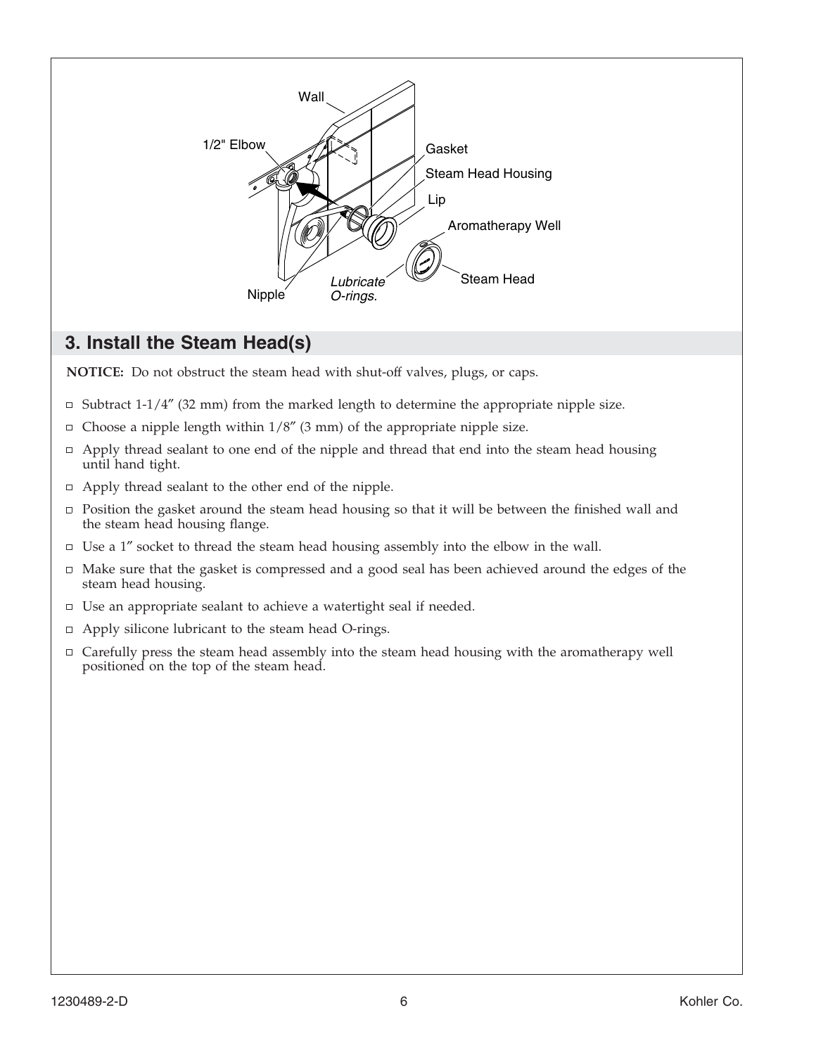## 3. Install the Steam Head(s)

**NOTICE:** Do not obstruct the steam head with shut-off valves, plugs, or caps.

- Subtract 1-1/4″ (32 mm) from the marked length to determine the appropriate nipple size.
- Choose a nipple length within 1/8″ (3 mm) of the appropriate nipple size.
- Apply thread sealant to one end of the nipple and thread that end into the steam head housing until hand tight.
- Apply thread sealant to the other end of the nipple.
- Position the gasket around the steam head housing so that it will be between the finished wall and the steam head housing flange.
- Use a 1″ socket to thread the steam head housing assembly into the elbow in the wall.
- Make sure that the gasket is compressed and a good seal has been achieved around the edges of the steam head housing.
- Use an appropriate sealant to achieve a watertight seal if needed.
- Apply silicone lubricant to the steam head O-rings.
- Carefully press the steam head assembly into the steam head housing with the aromatherapy well positioned on the top of the steam head.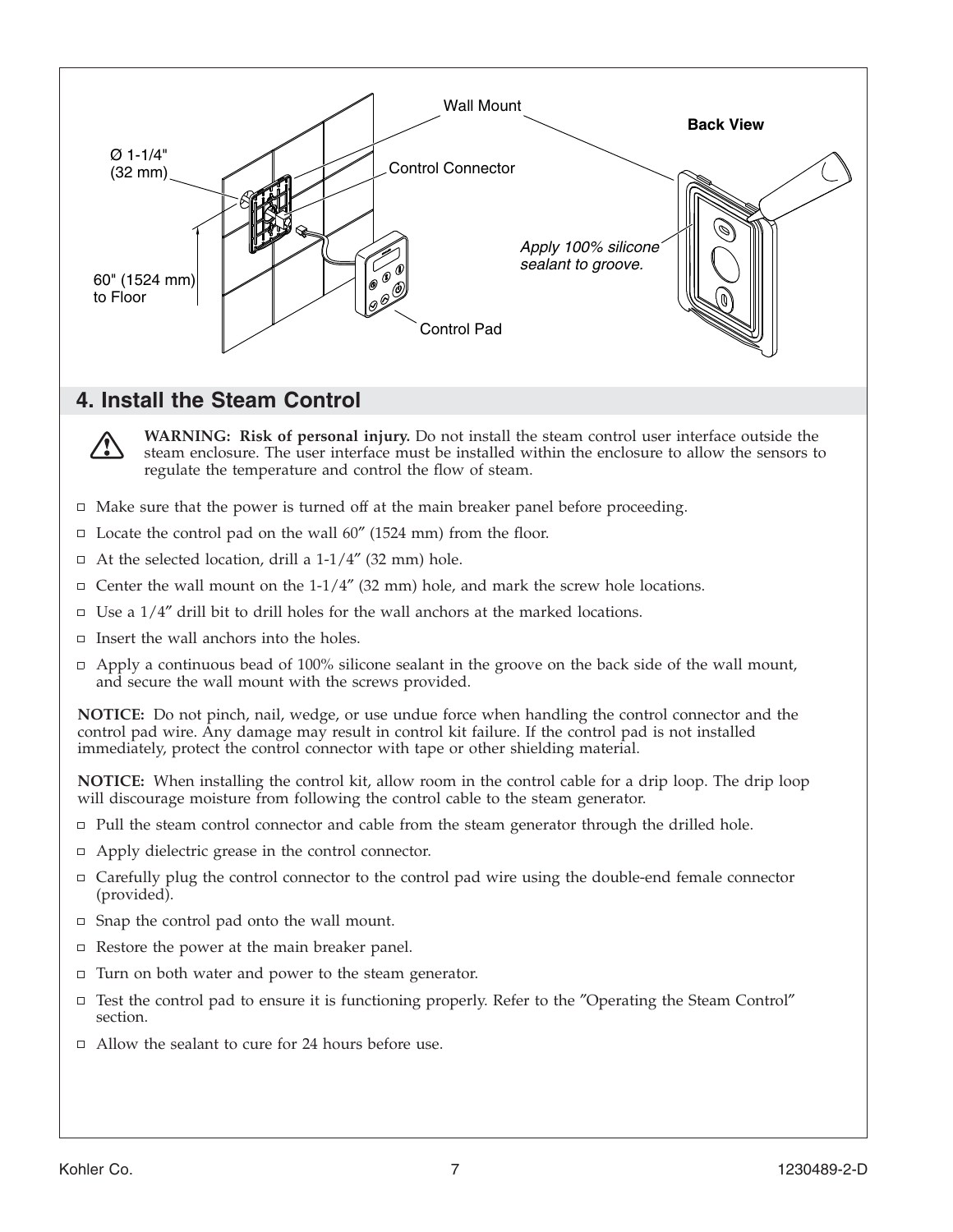## 4. Install the Steam Control

**WARNING: Risk of personal injury.** Do not install the steam control user interface outside the steam enclosure. The user interface must be installed within the enclosure to allow the sensors to regulate the temperature and control the flow of steam.

- Make sure that the power is turned off at the main breaker panel before proceeding.
- Locate the control pad on the wall 60″ (1524 mm) from the floor.
- At the selected location, drill a 1-1/4″ (32 mm) hole.
- Center the wall mount on the 1-1/4″ (32 mm) hole, and mark the screw hole locations.
- Use a 1/4″ drill bit to drill holes for the wall anchors at the marked locations.
- Insert the wall anchors into the holes.
- Apply a continuous bead of 100% silicone sealant in the groove on the back side of the wall mount, and secure the wall mount with the screws provided.

**NOTICE:** Do not pinch, nail, wedge, or use undue force when handling the control connector and the control pad wire. Any damage may result in control kit failure. If the control pad is not installed immediately, protect the control connector with tape or other shielding material.

**NOTICE:** When installing the control kit, allow room in the control cable for a drip loop. The drip loop will discourage moisture from following the control cable to the steam generator.

- Pull the steam control connector and cable from the steam generator through the drilled hole.
- Apply dielectric grease in the control connector.
- Carefully plug the control connector to the control pad wire using the double-end female connector (provided).
- Snap the control pad onto the wall mount.
- Restore the power at the main breaker panel.
- Turn on both water and power to the steam generator.
- Test the control pad to ensure it is functioning properly. Refer to the ″Operating the Steam Control″ section.
- Allow the sealant to cure for 24 hours before use.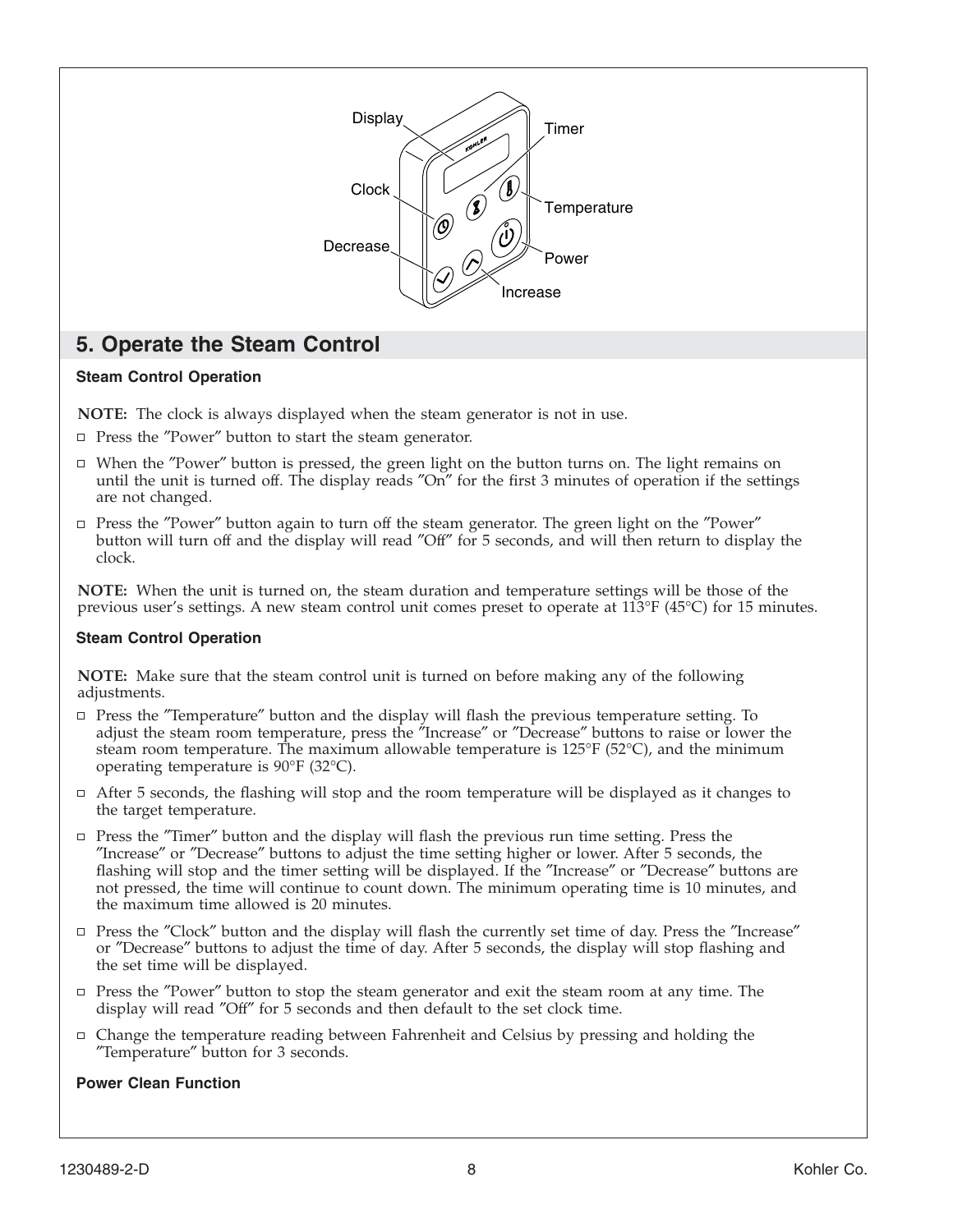## 5. Operate the Steam Control

### Steam Control Operation

**NOTE:** The clock is always displayed when the steam generator is not in use.

- Press the ″Power″ button to start the steam generator.
- When the ″Power″ button is pressed, the green light on the button turns on. The light remains on until the unit is turned off. The display reads ″On″ for the first 3 minutes of operation if the settings are not changed.
- Press the ″Power″ button again to turn off the steam generator. The green light on the ″Power″ button will turn off and the display will read ″Off″ for 5 seconds, and will then return to display the clock.

**NOTE:** When the unit is turned on, the steam duration and temperature settings will be those of the previous user's settings. A new steam control unit comes preset to operate at 113°F (45°C) for 15 minutes.

### Steam Control Operation

**NOTE:** Make sure that the steam control unit is turned on before making any of the following adjustments.

- Press the ″Temperature″ button and the display will flash the previous temperature setting. To adjust the steam room temperature, press the ″Increase″ or ″Decrease″ buttons to raise or lower the steam room temperature. The maximum allowable temperature is 125°F (52°C), and the minimum operating temperature is 90°F (32°C).
- After 5 seconds, the flashing will stop and the room temperature will be displayed as it changes to the target temperature.
- Press the ″Timer″ button and the display will flash the previous run time setting. Press the ″Increase″ or ″Decrease″ buttons to adjust the time setting higher or lower. After 5 seconds, the flashing will stop and the timer setting will be displayed. If the ″Increase″ or ″Decrease″ buttons are not pressed, the time will continue to count down. The minimum operating time is 10 minutes, and the maximum time allowed is 20 minutes.
- Press the ″Clock″ button and the display will flash the currently set time of day. Press the ″Increase″ or ″Decrease″ buttons to adjust the time of day. After 5 seconds, the display will stop flashing and the set time will be displayed.
- Press the ″Power″ button to stop the steam generator and exit the steam room at any time. The display will read ″Off″ for 5 seconds and then default to the set clock time.
- Change the temperature reading between Fahrenheit and Celsius by pressing and holding the ″Temperature″ button for 3 seconds.

### Power Clean Function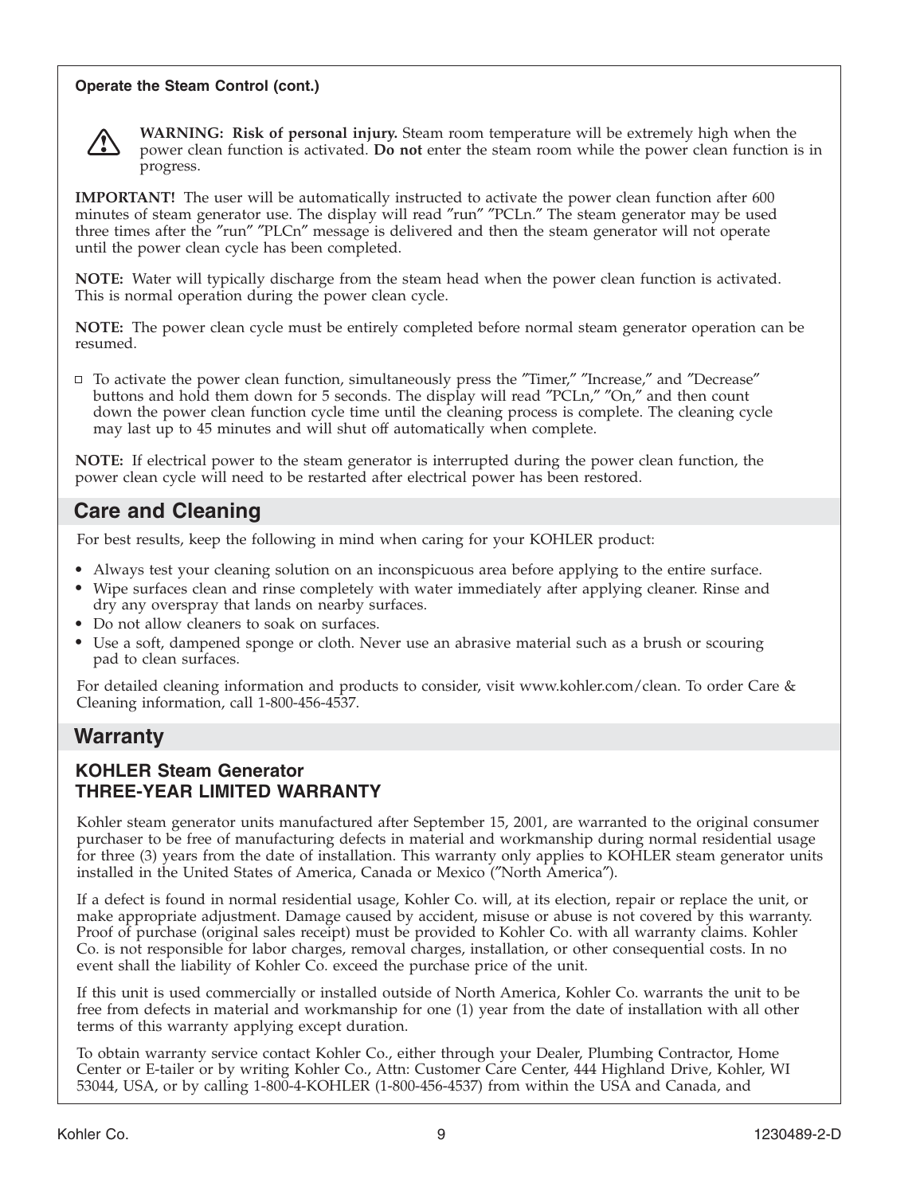**Operate the Steam Control (cont.)**

⚠ **WARNING: Risk of personal injury.** Steam room temperature will be extremely high when the power clean function is activated. **Do not** enter the steam room while the power clean function is in progress.

**IMPORTANT!** The user will be automatically instructed to activate the power clean function after 600 minutes of steam generator use. The display will read ″run″ ″PCLn.″ The steam generator may be used three times after the ″run″ ″PLCn″ message is delivered and then the steam generator will not operate until the power clean cycle has been completed.

**NOTE:** Water will typically discharge from the steam head when the power clean function is activated. This is normal operation during the power clean cycle.

**NOTE:** The power clean cycle must be entirely completed before normal steam generator operation can be resumed.

- ☐ To activate the power clean function, simultaneously press the ″Timer,″ ″Increase,″ and ″Decrease″ buttons and hold them down for 5 seconds. The display will read ″PCLn,″ ″On,″ and then count down the power clean function cycle time until the cleaning process is complete. The cleaning cycle may last up to 45 minutes and will shut off automatically when complete.

**NOTE:** If electrical power to the steam generator is interrupted during the power clean function, the power clean cycle will need to be restarted after electrical power has been restored.

## Care and Cleaning

For best results, keep the following in mind when caring for your KOHLER product:

- Always test your cleaning solution on an inconspicuous area before applying to the entire surface.
- Wipe surfaces clean and rinse completely with water immediately after applying cleaner. Rinse and dry any overspray that lands on nearby surfaces.
- Do not allow cleaners to soak on surfaces.
- Use a soft, dampened sponge or cloth. Never use an abrasive material such as a brush or scouring pad to clean surfaces.

For detailed cleaning information and products to consider, visit www.kohler.com/clean. To order Care & Cleaning information, call 1-800-456-4537.

## Warranty

### KOHLER Steam Generator
### THREE-YEAR LIMITED WARRANTY

Kohler steam generator units manufactured after September 15, 2001, are warranted to the original consumer purchaser to be free of manufacturing defects in material and workmanship during normal residential usage for three (3) years from the date of installation. This warranty only applies to KOHLER steam generator units installed in the United States of America, Canada or Mexico (″North America″).

If a defect is found in normal residential usage, Kohler Co. will, at its election, repair or replace the unit, or make appropriate adjustment. Damage caused by accident, misuse or abuse is not covered by this warranty. Proof of purchase (original sales receipt) must be provided to Kohler Co. with all warranty claims. Kohler Co. is not responsible for labor charges, removal charges, installation, or other consequential costs. In no event shall the liability of Kohler Co. exceed the purchase price of the unit.

If this unit is used commercially or installed outside of North America, Kohler Co. warrants the unit to be free from defects in material and workmanship for one (1) year from the date of installation with all other terms of this warranty applying except duration.

To obtain warranty service contact Kohler Co., either through your Dealer, Plumbing Contractor, Home Center or E-tailer or by writing Kohler Co., Attn: Customer Care Center, 444 Highland Drive, Kohler, WI 53044, USA, or by calling 1-800-4-KOHLER (1-800-456-4537) from within the USA and Canada, and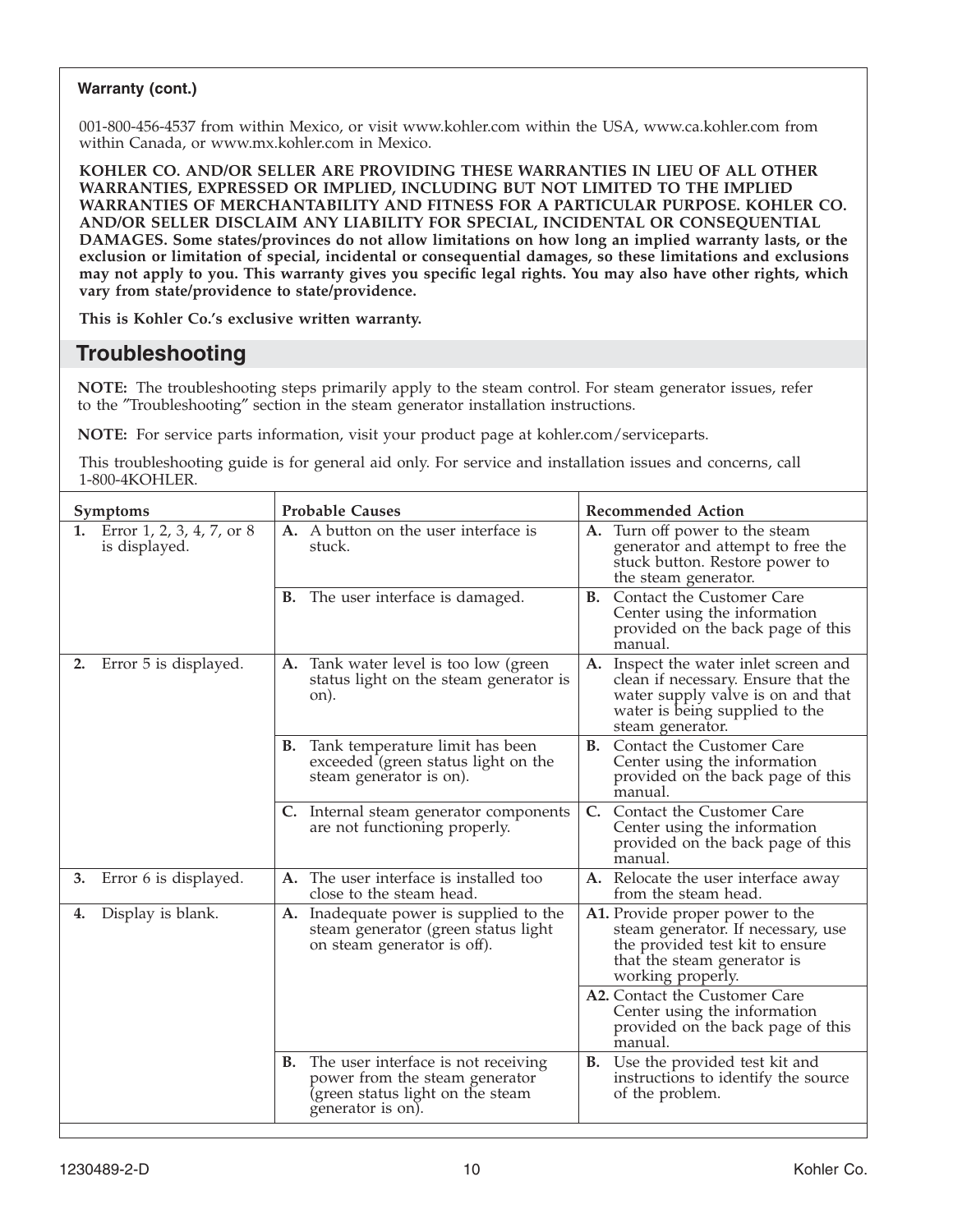**Warranty (cont.)**

001-800-456-4537 from within Mexico, or visit www.kohler.com within the USA, www.ca.kohler.com from within Canada, or www.mx.kohler.com in Mexico.

**KOHLER CO. AND/OR SELLER ARE PROVIDING THESE WARRANTIES IN LIEU OF ALL OTHER WARRANTIES, EXPRESSED OR IMPLIED, INCLUDING BUT NOT LIMITED TO THE IMPLIED WARRANTIES OF MERCHANTABILITY AND FITNESS FOR A PARTICULAR PURPOSE. KOHLER CO. AND/OR SELLER DISCLAIM ANY LIABILITY FOR SPECIAL, INCIDENTAL OR CONSEQUENTIAL DAMAGES. Some states/provinces do not allow limitations on how long an implied warranty lasts, or the exclusion or limitation of special, incidental or consequential damages, so these limitations and exclusions may not apply to you. This warranty gives you specific legal rights. You may also have other rights, which vary from state/providence to state/providence.**

**This is Kohler Co.'s exclusive written warranty.**

## Troubleshooting

**NOTE:** The troubleshooting steps primarily apply to the steam control. For steam generator issues, refer to the "Troubleshooting" section in the steam generator installation instructions.

**NOTE:** For service parts information, visit your product page at kohler.com/serviceparts.

This troubleshooting guide is for general aid only. For service and installation issues and concerns, call 1-800-4KOHLER.

| Symptoms | Probable Causes | Recommended Action |
|---|---|---|
| **1.** Error 1, 2, 3, 4, 7, or 8 is displayed. | **A.** A button on the user interface is stuck. | **A.** Turn off power to the steam generator and attempt to free the stuck button. Restore power to the steam generator. |
| | **B.** The user interface is damaged. | **B.** Contact the Customer Care Center using the information provided on the back page of this manual. |
| **2.** Error 5 is displayed. | **A.** Tank water level is too low (green status light on the steam generator is on). | **A.** Inspect the water inlet screen and clean if necessary. Ensure that the water supply valve is on and that water is being supplied to the steam generator. |
| | **B.** Tank temperature limit has been exceeded (green status light on the steam generator is on). | **B.** Contact the Customer Care Center using the information provided on the back page of this manual. |
| | **C.** Internal steam generator components are not functioning properly. | **C.** Contact the Customer Care Center using the information provided on the back page of this manual. |
| **3.** Error 6 is displayed. | **A.** The user interface is installed too close to the steam head. | **A.** Relocate the user interface away from the steam head. |
| **4.** Display is blank. | **A.** Inadequate power is supplied to the steam generator (green status light on steam generator is off). | **A1.** Provide proper power to the steam generator. If necessary, use the provided test kit to ensure that the steam generator is working properly. |
| | | **A2.** Contact the Customer Care Center using the information provided on the back page of this manual. |
| | **B.** The user interface is not receiving power from the steam generator (green status light on the steam generator is on). | **B.** Use the provided test kit and instructions to identify the source of the problem. |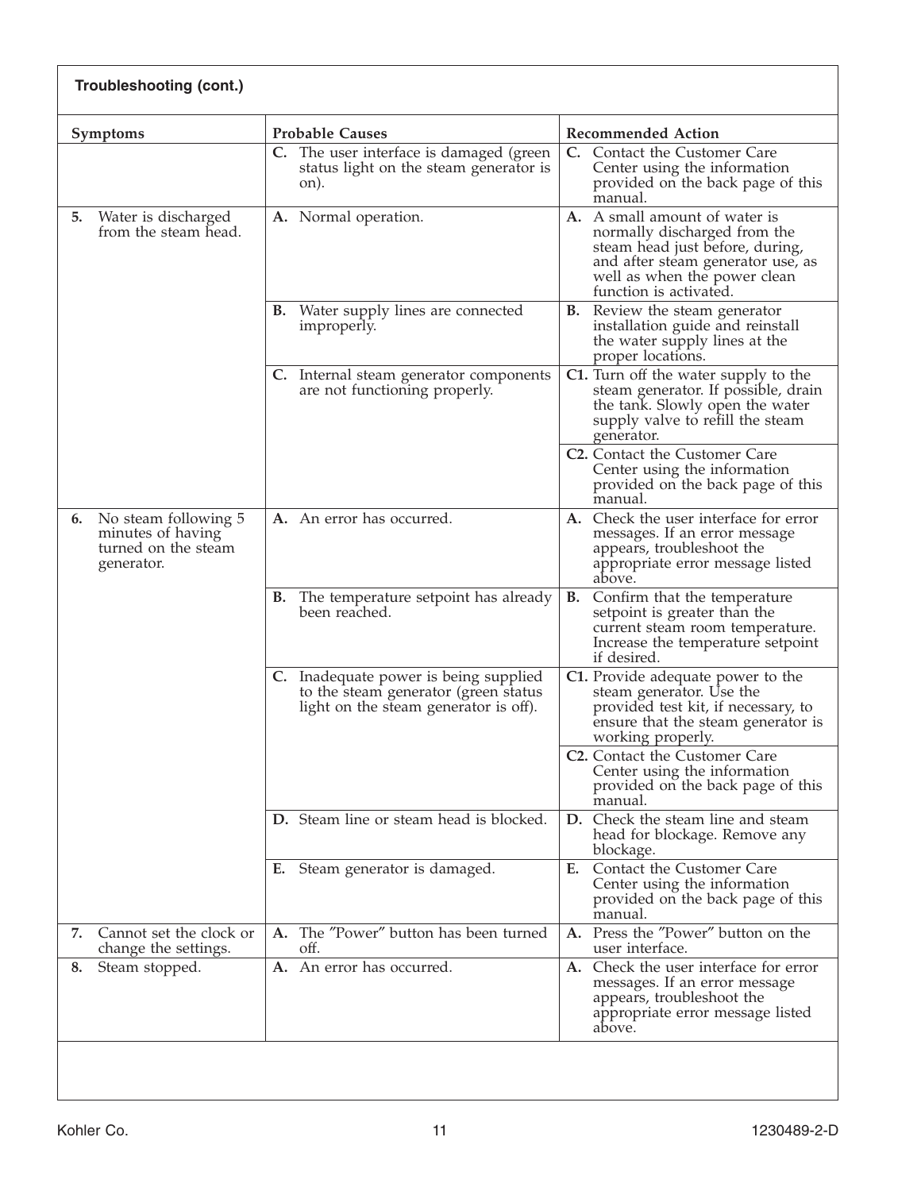**Troubleshooting (cont.)**

| Symptoms | Probable Causes | Recommended Action |
|---|---|---|
| | **C.** The user interface is damaged (green status light on the steam generator is on). | **C.** Contact the Customer Care Center using the information provided on the back page of this manual. |
| **5.** Water is discharged from the steam head. | **A.** Normal operation. | **A.** A small amount of water is normally discharged from the steam head just before, during, and after steam generator use, as well as when the power clean function is activated. |
| | **B.** Water supply lines are connected improperly. | **B.** Review the steam generator installation guide and reinstall the water supply lines at the proper locations. |
| | **C.** Internal steam generator components are not functioning properly. | **C1.** Turn off the water supply to the steam generator. If possible, drain the tank. Slowly open the water supply valve to refill the steam generator. |
| | | **C2.** Contact the Customer Care Center using the information provided on the back page of this manual. |
| **6.** No steam following 5 minutes of having turned on the steam generator. | **A.** An error has occurred. | **A.** Check the user interface for error messages. If an error message appears, troubleshoot the appropriate error message listed above. |
| | **B.** The temperature setpoint has already been reached. | **B.** Confirm that the temperature setpoint is greater than the current steam room temperature. Increase the temperature setpoint if desired. |
| | **C.** Inadequate power is being supplied to the steam generator (green status light on the steam generator is off). | **C1.** Provide adequate power to the steam generator. Use the provided test kit, if necessary, to ensure that the steam generator is working properly. |
| | | **C2.** Contact the Customer Care Center using the information provided on the back page of this manual. |
| | **D.** Steam line or steam head is blocked. | **D.** Check the steam line and steam head for blockage. Remove any blockage. |
| | **E.** Steam generator is damaged. | **E.** Contact the Customer Care Center using the information provided on the back page of this manual. |
| **7.** Cannot set the clock or change the settings. | **A.** The "Power" button has been turned off. | **A.** Press the "Power" button on the user interface. |
| **8.** Steam stopped. | **A.** An error has occurred. | **A.** Check the user interface for error messages. If an error message appears, troubleshoot the appropriate error message listed above. |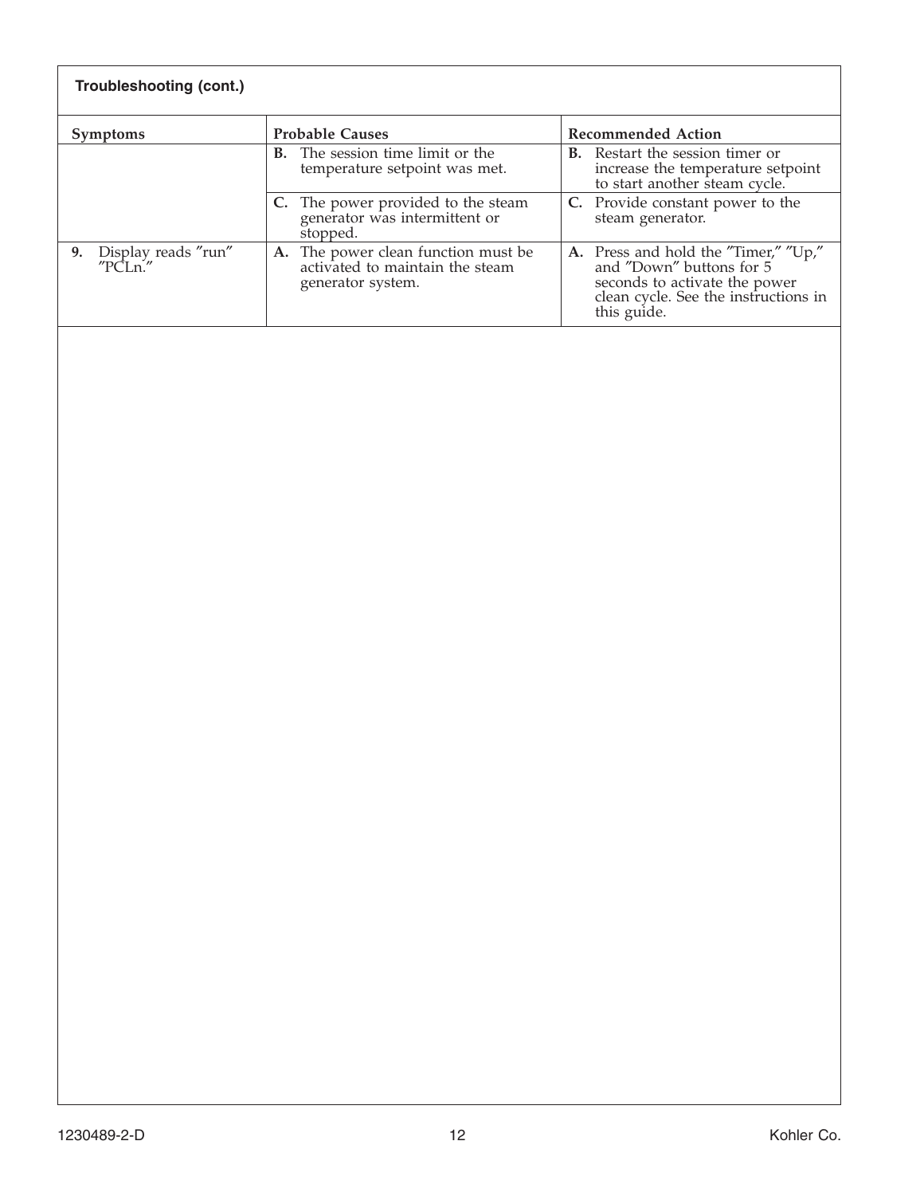**Troubleshooting (cont.)**

| Symptoms | Probable Causes | Recommended Action |
|---|---|---|
| | **B.** The session time limit or the temperature setpoint was met. | **B.** Restart the session timer or increase the temperature setpoint to start another steam cycle. |
| | **C.** The power provided to the steam generator was intermittent or stopped. | **C.** Provide constant power to the steam generator. |
| **9.** Display reads ″run″ ″PCLn.″ | **A.** The power clean function must be activated to maintain the steam generator system. | **A.** Press and hold the ″Timer,″ ″Up,″ and ″Down″ buttons for 5 seconds to activate the power clean cycle. See the instructions in this guide. |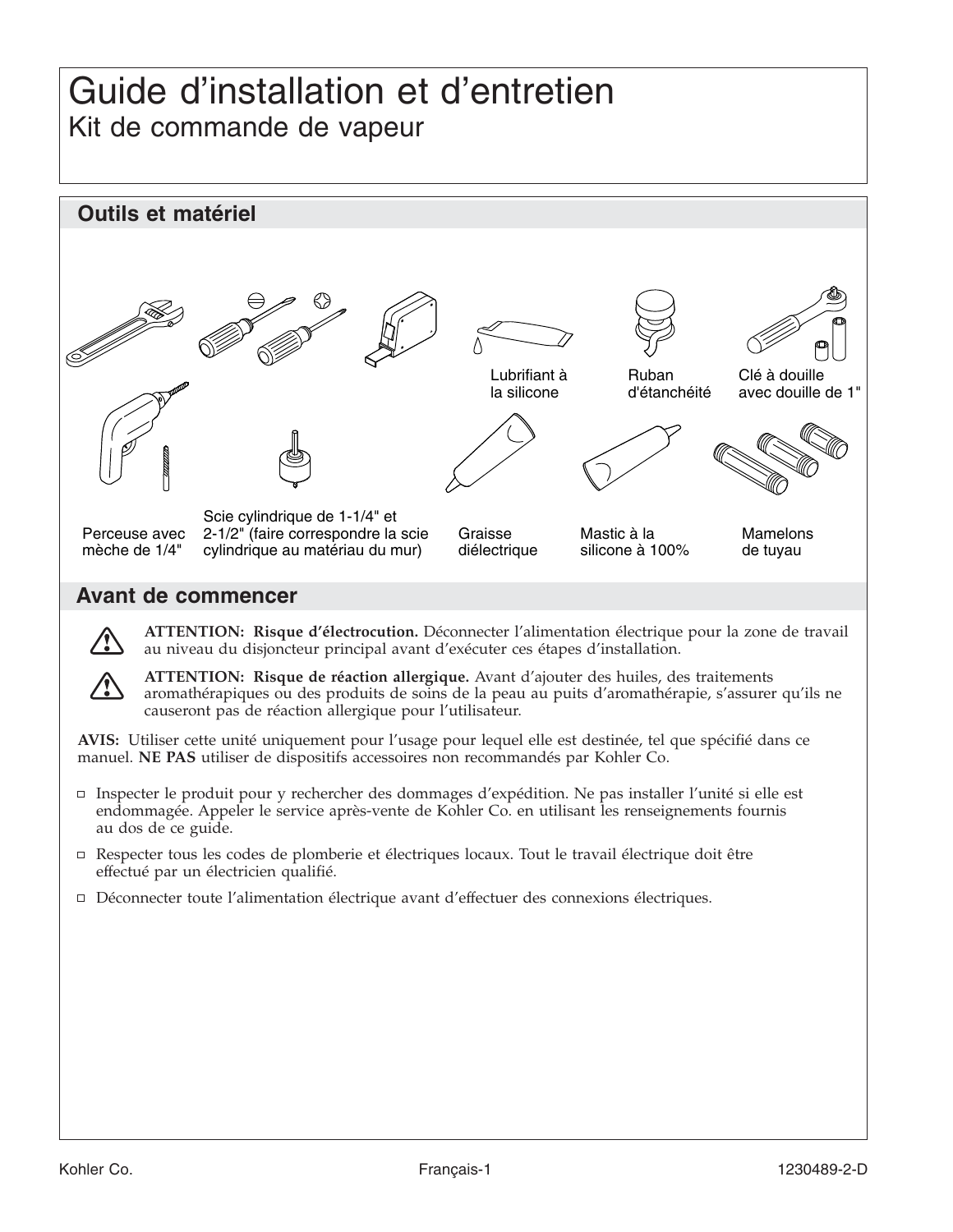# Guide d'installation et d'entretien

## Kit de commande de vapeur

## Outils et matériel

Lubrifiant à la silicone

Ruban d'étanchéité

Clé à douille avec douille de 1"

Perceuse avec mèche de 1/4"

Scie cylindrique de 1-1/4" et 2-1/2" (faire correspondre la scie cylindrique au matériau du mur)

Graisse diélectrique

Mastic à la silicone à 100%

Mamelons de tuyau

## Avant de commencer

**ATTENTION: Risque d'électrocution.** Déconnecter l'alimentation électrique pour la zone de travail au niveau du disjoncteur principal avant d'exécuter ces étapes d'installation.

**ATTENTION: Risque de réaction allergique.** Avant d'ajouter des huiles, des traitements aromathérapiques ou des produits de soins de la peau au puits d'aromathérapie, s'assurer qu'ils ne causeront pas de réaction allergique pour l'utilisateur.

**AVIS:** Utiliser cette unité uniquement pour l'usage pour lequel elle est destinée, tel que spécifié dans ce manuel. **NE PAS** utiliser de dispositifs accessoires non recommandés par Kohler Co.

- Inspecter le produit pour y rechercher des dommages d'expédition. Ne pas installer l'unité si elle est endommagée. Appeler le service après-vente de Kohler Co. en utilisant les renseignements fournis au dos de ce guide.
- Respecter tous les codes de plomberie et électriques locaux. Tout le travail électrique doit être effectué par un électricien qualifié.
- Déconnecter toute l'alimentation électrique avant d'effectuer des connexions électriques.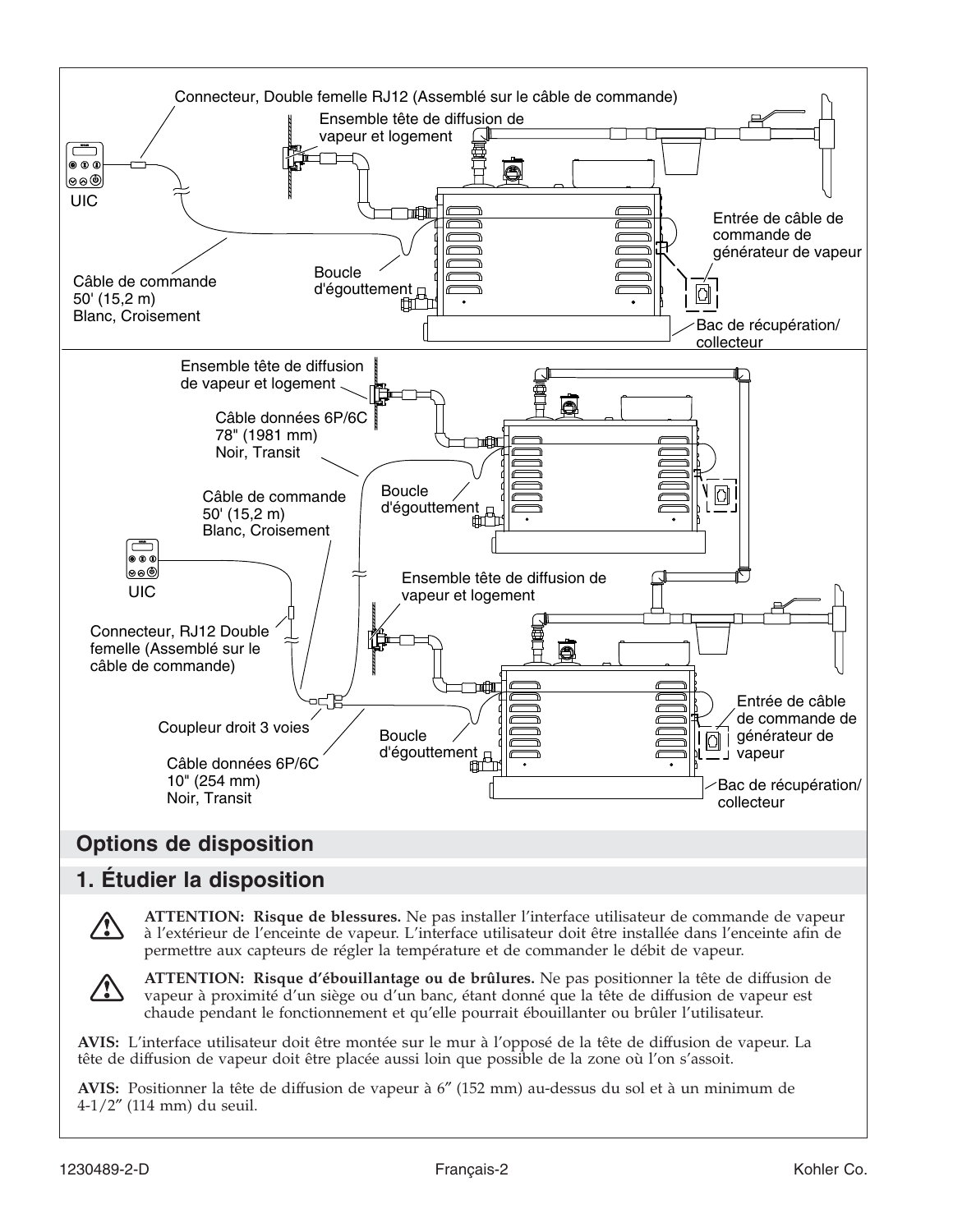Connecteur, Double femelle RJ12 (Assemblé sur le câble de commande)

Ensemble tête de diffusion de vapeur et logement

UIC

Entrée de câble de commande de générateur de vapeur

Câble de commande 50' (15,2 m) Blanc, Croisement

Boucle d'égouttement

Bac de récupération/ collecteur

Ensemble tête de diffusion de vapeur et logement

Câble données 6P/6C 78" (1981 mm) Noir, Transit

Câble de commande 50' (15,2 m) Blanc, Croisement

Boucle d'égouttement

UIC

Ensemble tête de diffusion de vapeur et logement

Connecteur, RJ12 Double femelle (Assemblé sur le câble de commande)

Coupleur droit 3 voies

Boucle d'égouttement

Entrée de câble de commande de générateur de vapeur

Câble données 6P/6C 10" (254 mm) Noir, Transit

Bac de récupération/ collecteur

## Options de disposition

## 1. Étudier la disposition

**ATTENTION: Risque de blessures.** Ne pas installer l'interface utilisateur de commande de vapeur à l'extérieur de l'enceinte de vapeur. L'interface utilisateur doit être installée dans l'enceinte afin de permettre aux capteurs de régler la température et de commander le débit de vapeur.

**ATTENTION: Risque d'ébouillantage ou de brûlures.** Ne pas positionner la tête de diffusion de vapeur à proximité d'un siège ou d'un banc, étant donné que la tête de diffusion de vapeur est chaude pendant le fonctionnement et qu'elle pourrait ébouillanter ou brûler l'utilisateur.

**AVIS:** L'interface utilisateur doit être montée sur le mur à l'opposé de la tête de diffusion de vapeur. La tête de diffusion de vapeur doit être placée aussi loin que possible de la zone où l'on s'assoit.

**AVIS:** Positionner la tête de diffusion de vapeur à 6″ (152 mm) au-dessus du sol et à un minimum de 4-1/2″ (114 mm) du seuil.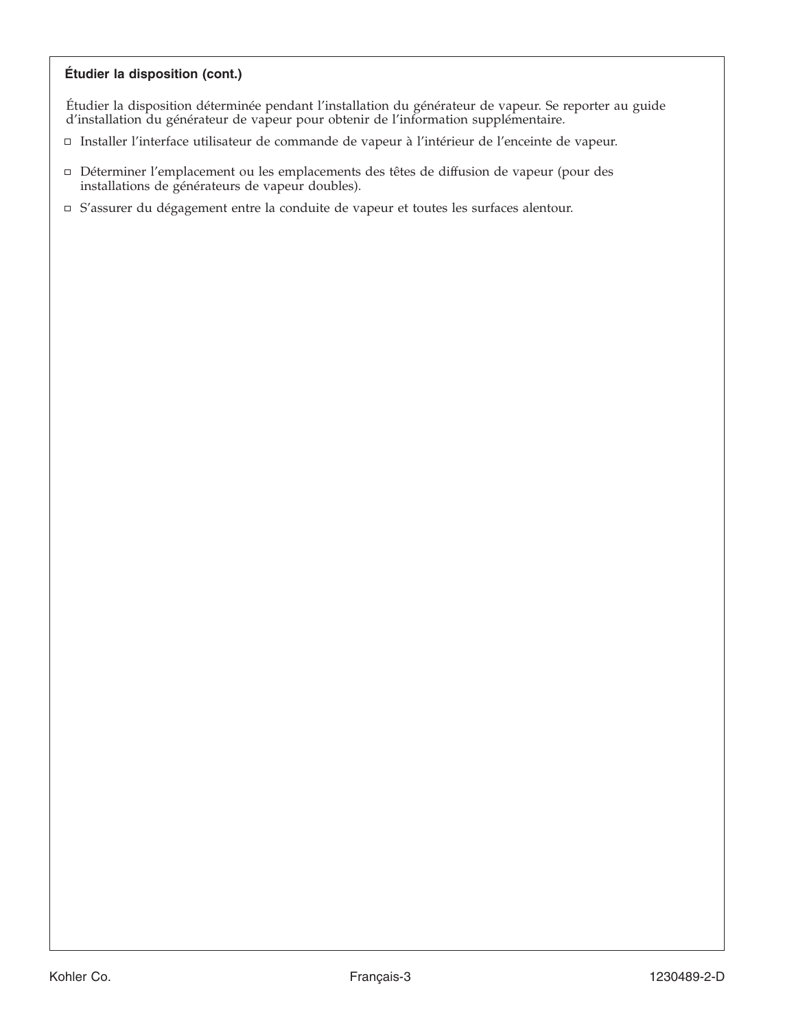### Étudier la disposition (cont.)

Étudier la disposition déterminée pendant l'installation du générateur de vapeur. Se reporter au guide d'installation du générateur de vapeur pour obtenir de l'information supplémentaire.

- Installer l'interface utilisateur de commande de vapeur à l'intérieur de l'enceinte de vapeur.
- Déterminer l'emplacement ou les emplacements des têtes de diffusion de vapeur (pour des installations de générateurs de vapeur doubles).
- S'assurer du dégagement entre la conduite de vapeur et toutes les surfaces alentour.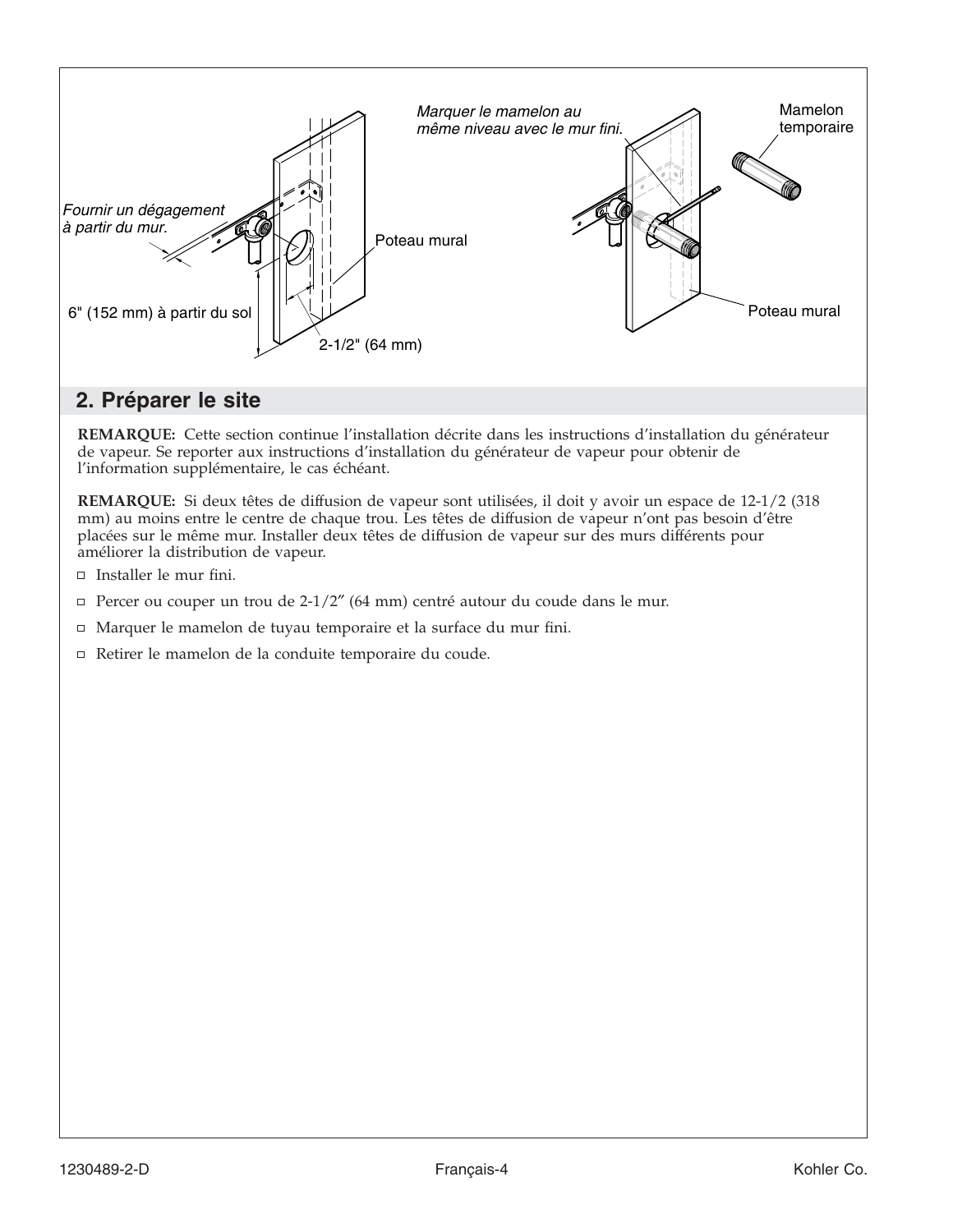Fournir un dégagement à partir du mur.

Poteau mural

6" (152 mm) à partir du sol

2-1/2" (64 mm)

Marquer le mamelon au même niveau avec le mur fini.

Mamelon temporaire

Poteau mural

## 2. Préparer le site

**REMARQUE:** Cette section continue l'installation décrite dans les instructions d'installation du générateur de vapeur. Se reporter aux instructions d'installation du générateur de vapeur pour obtenir de l'information supplémentaire, le cas échéant.

**REMARQUE:** Si deux têtes de diffusion de vapeur sont utilisées, il doit y avoir un espace de 12-1/2 (318 mm) au moins entre le centre de chaque trou. Les têtes de diffusion de vapeur n'ont pas besoin d'être placées sur le même mur. Installer deux têtes de diffusion de vapeur sur des murs différents pour améliorer la distribution de vapeur.

- Installer le mur fini.
- Percer ou couper un trou de 2-1/2" (64 mm) centré autour du coude dans le mur.
- Marquer le mamelon de tuyau temporaire et la surface du mur fini.
- Retirer le mamelon de la conduite temporaire du coude.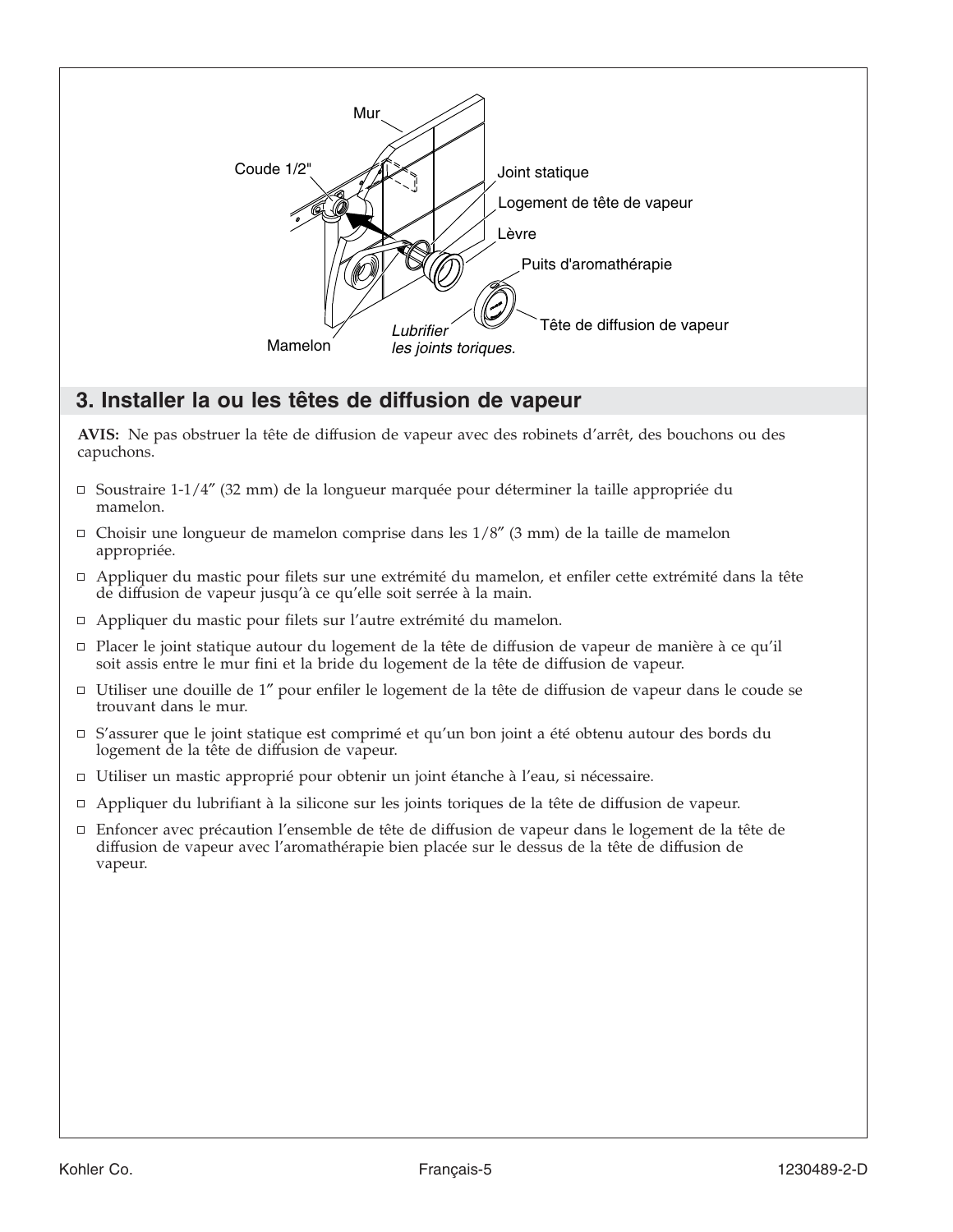Mur

Coude 1/2"

Joint statique

Logement de tête de vapeur

Lèvre

Puits d'aromathérapie

Tête de diffusion de vapeur

*Lubrifier les joints toriques.*

Mamelon

## 3. Installer la ou les têtes de diffusion de vapeur

**AVIS:** Ne pas obstruer la tête de diffusion de vapeur avec des robinets d'arrêt, des bouchons ou des capuchons.

- ☐ Soustraire 1-1/4″ (32 mm) de la longueur marquée pour déterminer la taille appropriée du mamelon.
- ☐ Choisir une longueur de mamelon comprise dans les 1/8″ (3 mm) de la taille de mamelon appropriée.
- ☐ Appliquer du mastic pour filets sur une extrémité du mamelon, et enfiler cette extrémité dans la tête de diffusion de vapeur jusqu'à ce qu'elle soit serrée à la main.
- ☐ Appliquer du mastic pour filets sur l'autre extrémité du mamelon.
- ☐ Placer le joint statique autour du logement de la tête de diffusion de vapeur de manière à ce qu'il soit assis entre le mur fini et la bride du logement de la tête de diffusion de vapeur.
- ☐ Utiliser une douille de 1″ pour enfiler le logement de la tête de diffusion de vapeur dans le coude se trouvant dans le mur.
- ☐ S'assurer que le joint statique est comprimé et qu'un bon joint a été obtenu autour des bords du logement de la tête de diffusion de vapeur.
- ☐ Utiliser un mastic approprié pour obtenir un joint étanche à l'eau, si nécessaire.
- ☐ Appliquer du lubrifiant à la silicone sur les joints toriques de la tête de diffusion de vapeur.
- ☐ Enfoncer avec précaution l'ensemble de tête de diffusion de vapeur dans le logement de la tête de diffusion de vapeur avec l'aromathérapie bien placée sur le dessus de la tête de diffusion de vapeur.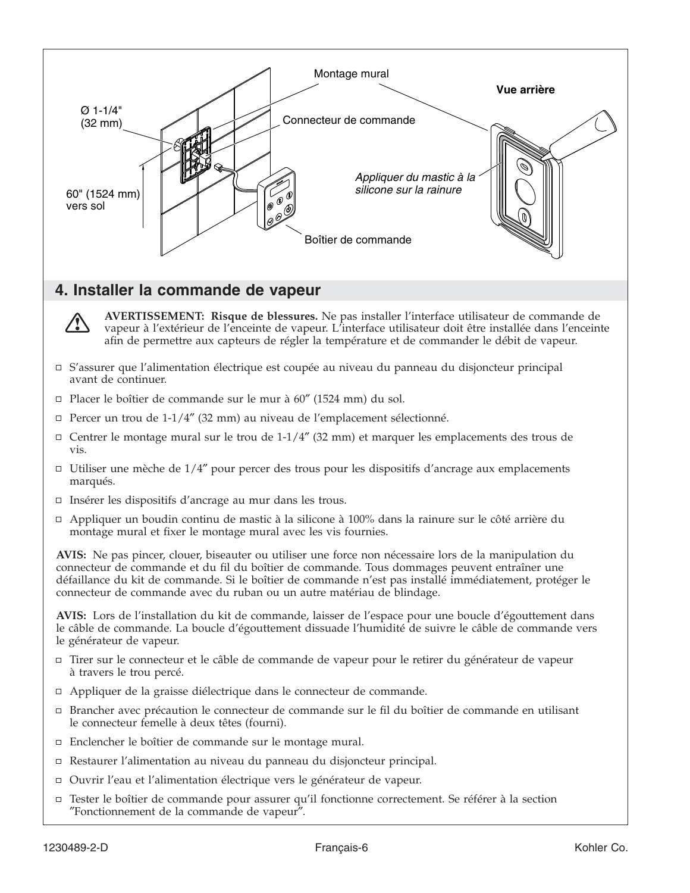Montage mural

Vue arrière

Ø 1-1/4" (32 mm)

Connecteur de commande

Appliquer du mastic à la silicone sur la rainure

60" (1524 mm) vers sol

Boîtier de commande

## 4. Installer la commande de vapeur

**AVERTISSEMENT: Risque de blessures.** Ne pas installer l'interface utilisateur de commande de vapeur à l'extérieur de l'enceinte de vapeur. L'interface utilisateur doit être installée dans l'enceinte afin de permettre aux capteurs de régler la température et de commander le débit de vapeur.

- S'assurer que l'alimentation électrique est coupée au niveau du panneau du disjoncteur principal avant de continuer.
- Placer le boîtier de commande sur le mur à 60″ (1524 mm) du sol.
- Percer un trou de 1-1/4″ (32 mm) au niveau de l'emplacement sélectionné.
- Centrer le montage mural sur le trou de 1-1/4″ (32 mm) et marquer les emplacements des trous de vis.
- Utiliser une mèche de 1/4″ pour percer des trous pour les dispositifs d'ancrage aux emplacements marqués.
- Insérer les dispositifs d'ancrage au mur dans les trous.
- Appliquer un boudin continu de mastic à la silicone à 100% dans la rainure sur le côté arrière du montage mural et fixer le montage mural avec les vis fournies.

**AVIS:** Ne pas pincer, clouer, biseauter ou utiliser une force non nécessaire lors de la manipulation du connecteur de commande et du fil du boîtier de commande. Tous dommages peuvent entraîner une défaillance du kit de commande. Si le boîtier de commande n'est pas installé immédiatement, protéger le connecteur de commande avec du ruban ou un autre matériau de blindage.

**AVIS:** Lors de l'installation du kit de commande, laisser de l'espace pour une boucle d'égouttement dans le câble de commande. La boucle d'égouttement dissuade l'humidité de suivre le câble de commande vers le générateur de vapeur.

- Tirer sur le connecteur et le câble de commande de vapeur pour le retirer du générateur de vapeur à travers le trou percé.
- Appliquer de la graisse diélectrique dans le connecteur de commande.
- Brancher avec précaution le connecteur de commande sur le fil du boîtier de commande en utilisant le connecteur femelle à deux têtes (fourni).
- Enclencher le boîtier de commande sur le montage mural.
- Restaurer l'alimentation au niveau du panneau du disjoncteur principal.
- Ouvrir l'eau et l'alimentation électrique vers le générateur de vapeur.
- Tester le boîtier de commande pour assurer qu'il fonctionne correctement. Se référer à la section ″Fonctionnement de la commande de vapeur″.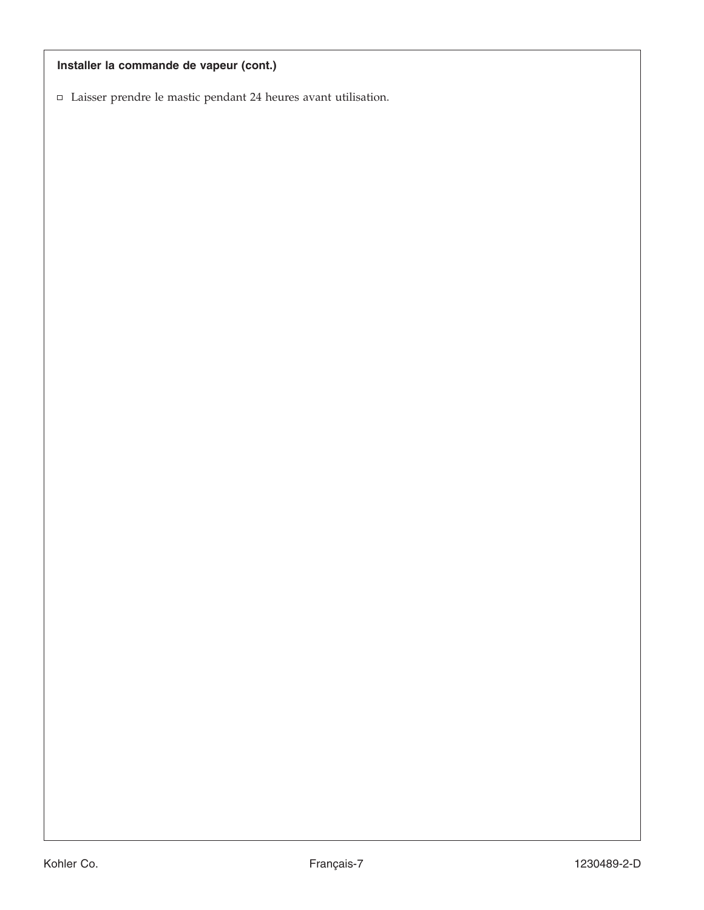**Installer la commande de vapeur (cont.)**

- Laisser prendre le mastic pendant 24 heures avant utilisation.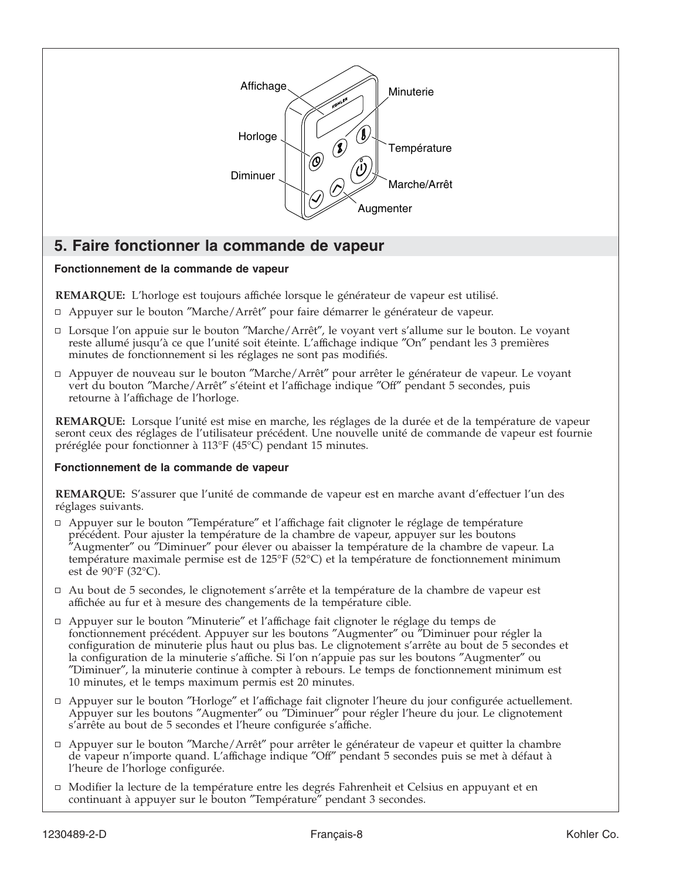## 5. Faire fonctionner la commande de vapeur

### Fonctionnement de la commande de vapeur

**REMARQUE:** L'horloge est toujours affichée lorsque le générateur de vapeur est utilisé.

- Appuyer sur le bouton ″Marche/Arrêt″ pour faire démarrer le générateur de vapeur.
- Lorsque l'on appuie sur le bouton ″Marche/Arrêt″, le voyant vert s'allume sur le bouton. Le voyant reste allumé jusqu'à ce que l'unité soit éteinte. L'affichage indique ″On″ pendant les 3 premières minutes de fonctionnement si les réglages ne sont pas modifiés.
- Appuyer de nouveau sur le bouton ″Marche/Arrêt″ pour arrêter le générateur de vapeur. Le voyant vert du bouton ″Marche/Arrêt″ s'éteint et l'affichage indique ″Off″ pendant 5 secondes, puis retourne à l'affichage de l'horloge.

**REMARQUE:** Lorsque l'unité est mise en marche, les réglages de la durée et de la température de vapeur seront ceux des réglages de l'utilisateur précédent. Une nouvelle unité de commande de vapeur est fournie préréglée pour fonctionner à 113°F (45°C) pendant 15 minutes.

### Fonctionnement de la commande de vapeur

**REMARQUE:** S'assurer que l'unité de commande de vapeur est en marche avant d'effectuer l'un des réglages suivants.

- Appuyer sur le bouton ″Température″ et l'affichage fait clignoter le réglage de température précédent. Pour ajuster la température de la chambre de vapeur, appuyer sur les boutons ″Augmenter″ ou ″Diminuer″ pour élever ou abaisser la température de la chambre de vapeur. La température maximale permise est de 125°F (52°C) et la température de fonctionnement minimum est de 90°F (32°C).
- Au bout de 5 secondes, le clignotement s'arrête et la température de la chambre de vapeur est affichée au fur et à mesure des changements de la température cible.
- Appuyer sur le bouton ″Minuterie″ et l'affichage fait clignoter le réglage du temps de fonctionnement précédent. Appuyer sur les boutons ″Augmenter″ ou ″Diminuer pour régler la configuration de minuterie plus haut ou plus bas. Le clignotement s'arrête au bout de 5 secondes et la configuration de la minuterie s'affiche. Si l'on n'appuie pas sur les boutons ″Augmenter″ ou ″Diminuer″, la minuterie continue à compter à rebours. Le temps de fonctionnement minimum est 10 minutes, et le temps maximum permis est 20 minutes.
- Appuyer sur le bouton ″Horloge″ et l'affichage fait clignoter l'heure du jour configurée actuellement. Appuyer sur les boutons ″Augmenter″ ou ″Diminuer″ pour régler l'heure du jour. Le clignotement s'arrête au bout de 5 secondes et l'heure configurée s'affiche.
- Appuyer sur le bouton ″Marche/Arrêt″ pour arrêter le générateur de vapeur et quitter la chambre de vapeur n'importe quand. L'affichage indique ″Off″ pendant 5 secondes puis se met à défaut à l'heure de l'horloge configurée.
- Modifier la lecture de la température entre les degrés Fahrenheit et Celsius en appuyant et en continuant à appuyer sur le bouton ″Température″ pendant 3 secondes.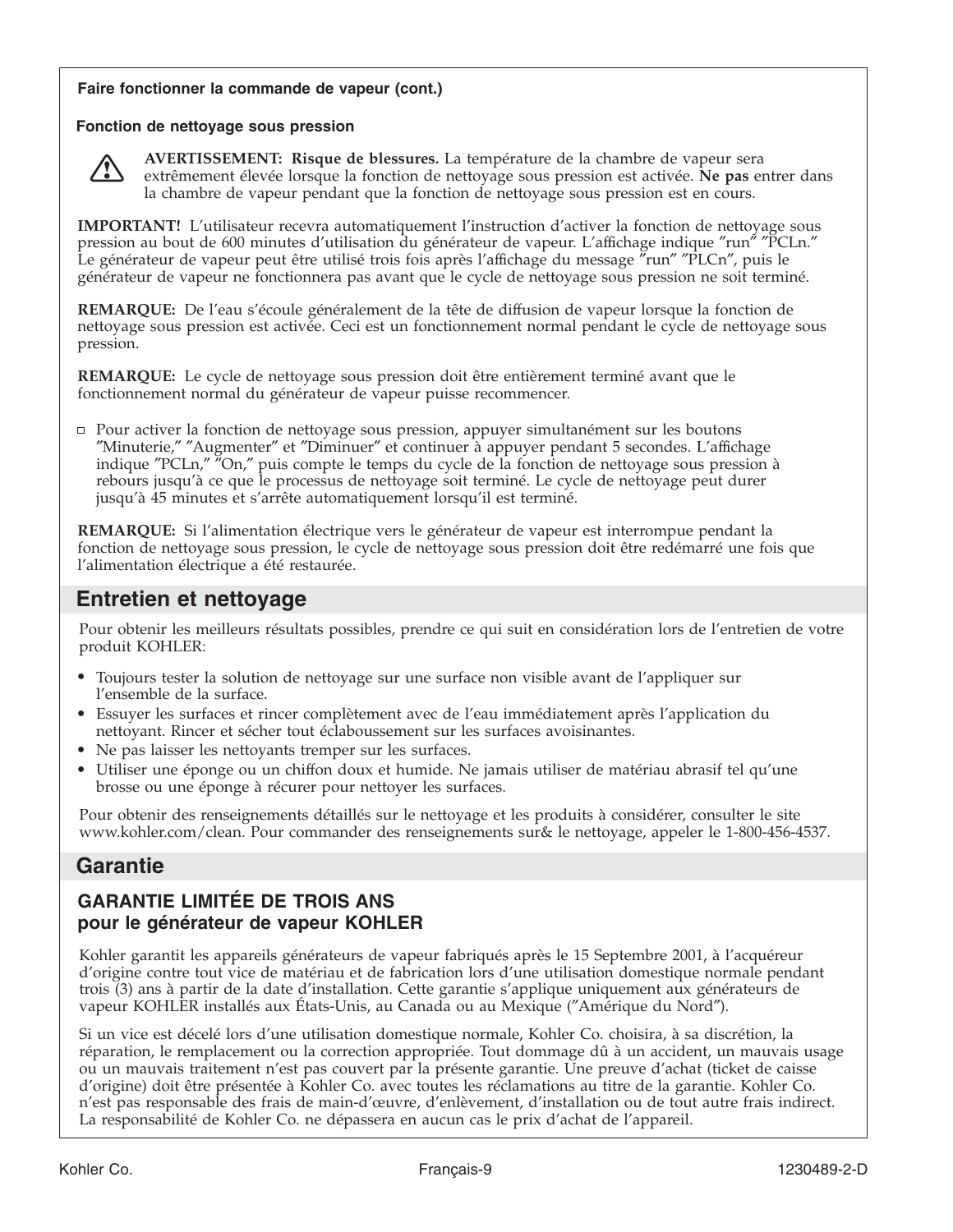**Faire fonctionner la commande de vapeur (cont.)**

**Fonction de nettoyage sous pression**

**AVERTISSEMENT: Risque de blessures.** La température de la chambre de vapeur sera extrêmement élevée lorsque la fonction de nettoyage sous pression est activée. **Ne pas** entrer dans la chambre de vapeur pendant que la fonction de nettoyage sous pression est en cours.

**IMPORTANT!** L'utilisateur recevra automatiquement l'instruction d'activer la fonction de nettoyage sous pression au bout de 600 minutes d'utilisation du générateur de vapeur. L'affichage indique ″run″ ″PCLn.″ Le générateur de vapeur peut être utilisé trois fois après l'affichage du message ″run″ ″PLCn″, puis le générateur de vapeur ne fonctionnera pas avant que le cycle de nettoyage sous pression ne soit terminé.

**REMARQUE:** De l'eau s'écoule généralement de la tête de diffusion de vapeur lorsque la fonction de nettoyage sous pression est activée. Ceci est un fonctionnement normal pendant le cycle de nettoyage sous pression.

**REMARQUE:** Le cycle de nettoyage sous pression doit être entièrement terminé avant que le fonctionnement normal du générateur de vapeur puisse recommencer.

- Pour activer la fonction de nettoyage sous pression, appuyer simultanément sur les boutons ″Minuterie,″ ″Augmenter″ et ″Diminuer″ et continuer à appuyer pendant 5 secondes. L'affichage indique ″PCLn,″ ″On,″ puis compte le temps du cycle de la fonction de nettoyage sous pression à rebours jusqu'à ce que le processus de nettoyage soit terminé. Le cycle de nettoyage peut durer jusqu'à 45 minutes et s'arrête automatiquement lorsqu'il est terminé.

**REMARQUE:** Si l'alimentation électrique vers le générateur de vapeur est interrompue pendant la fonction de nettoyage sous pression, le cycle de nettoyage sous pression doit être redémarré une fois que l'alimentation électrique a été restaurée.

## Entretien et nettoyage

Pour obtenir les meilleurs résultats possibles, prendre ce qui suit en considération lors de l'entretien de votre produit KOHLER:

- Toujours tester la solution de nettoyage sur une surface non visible avant de l'appliquer sur l'ensemble de la surface.
- Essuyer les surfaces et rincer complètement avec de l'eau immédiatement après l'application du nettoyant. Rincer et sécher tout éclaboussement sur les surfaces avoisinantes.
- Ne pas laisser les nettoyants tremper sur les surfaces.
- Utiliser une éponge ou un chiffon doux et humide. Ne jamais utiliser de matériau abrasif tel qu'une brosse ou une éponge à récurer pour nettoyer les surfaces.

Pour obtenir des renseignements détaillés sur le nettoyage et les produits à considérer, consulter le site www.kohler.com/clean. Pour commander des renseignements sur& le nettoyage, appeler le 1-800-456-4537.

## Garantie

### GARANTIE LIMITÉE DE TROIS ANS pour le générateur de vapeur KOHLER

Kohler garantit les appareils générateurs de vapeur fabriqués après le 15 Septembre 2001, à l'acquéreur d'origine contre tout vice de matériau et de fabrication lors d'une utilisation domestique normale pendant trois (3) ans à partir de la date d'installation. Cette garantie s'applique uniquement aux générateurs de vapeur KOHLER installés aux États-Unis, au Canada ou au Mexique (″Amérique du Nord″).

Si un vice est décelé lors d'une utilisation domestique normale, Kohler Co. choisira, à sa discrétion, la réparation, le remplacement ou la correction appropriée. Tout dommage dû à un accident, un mauvais usage ou un mauvais traitement n'est pas couvert par la présente garantie. Une preuve d'achat (ticket de caisse d'origine) doit être présentée à Kohler Co. avec toutes les réclamations au titre de la garantie. Kohler Co. n'est pas responsable des frais de main-d'œuvre, d'enlèvement, d'installation ou de tout autre frais indirect. La responsabilité de Kohler Co. ne dépassera en aucun cas le prix d'achat de l'appareil.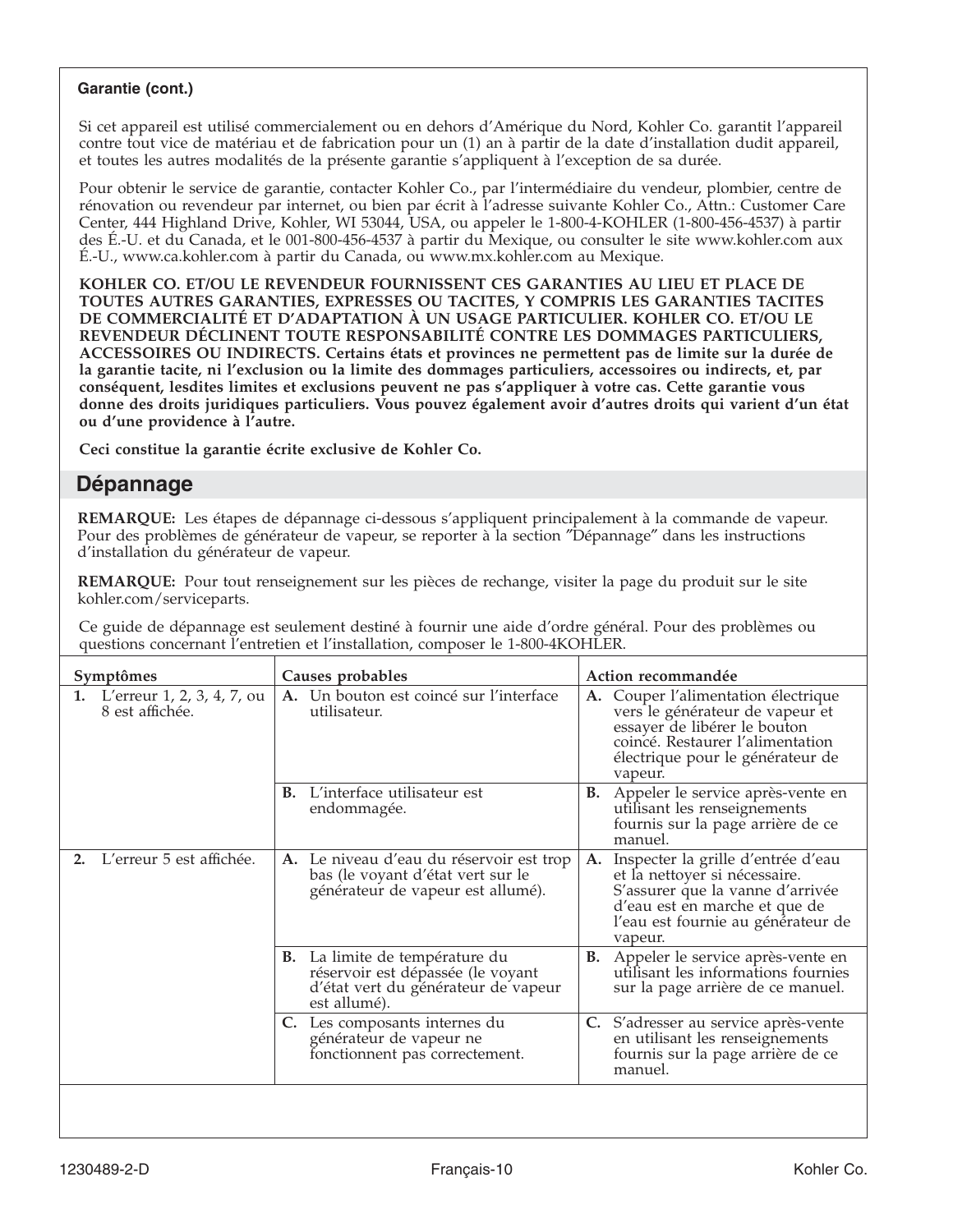**Garantie (cont.)**

Si cet appareil est utilisé commercialement ou en dehors d'Amérique du Nord, Kohler Co. garantit l'appareil contre tout vice de matériau et de fabrication pour un (1) an à partir de la date d'installation dudit appareil, et toutes les autres modalités de la présente garantie s'appliquent à l'exception de sa durée.

Pour obtenir le service de garantie, contacter Kohler Co., par l'intermédiaire du vendeur, plombier, centre de rénovation ou revendeur par internet, ou bien par écrit à l'adresse suivante Kohler Co., Attn.: Customer Care Center, 444 Highland Drive, Kohler, WI 53044, USA, ou appeler le 1-800-4-KOHLER (1-800-456-4537) à partir des É.-U. et du Canada, et le 001-800-456-4537 à partir du Mexique, ou consulter le site www.kohler.com aux É.-U., www.ca.kohler.com à partir du Canada, ou www.mx.kohler.com au Mexique.

**KOHLER CO. ET/OU LE REVENDEUR FOURNISSENT CES GARANTIES AU LIEU ET PLACE DE TOUTES AUTRES GARANTIES, EXPRESSES OU TACITES, Y COMPRIS LES GARANTIES TACITES DE COMMERCIALITÉ ET D'ADAPTATION À UN USAGE PARTICULIER. KOHLER CO. ET/OU LE REVENDEUR DÉCLINENT TOUTE RESPONSABILITÉ CONTRE LES DOMMAGES PARTICULIERS, ACCESSOIRES OU INDIRECTS. Certains états et provinces ne permettent pas de limite sur la durée de la garantie tacite, ni l'exclusion ou la limite des dommages particuliers, accessoires ou indirects, et, par conséquent, lesdites limites et exclusions peuvent ne pas s'appliquer à votre cas. Cette garantie vous donne des droits juridiques particuliers. Vous pouvez également avoir d'autres droits qui varient d'un état ou d'une providence à l'autre.**

**Ceci constitue la garantie écrite exclusive de Kohler Co.**

## Dépannage

**REMARQUE:** Les étapes de dépannage ci-dessous s'appliquent principalement à la commande de vapeur. Pour des problèmes de générateur de vapeur, se reporter à la section "Dépannage" dans les instructions d'installation du générateur de vapeur.

**REMARQUE:** Pour tout renseignement sur les pièces de rechange, visiter la page du produit sur le site kohler.com/serviceparts.

Ce guide de dépannage est seulement destiné à fournir une aide d'ordre général. Pour des problèmes ou questions concernant l'entretien et l'installation, composer le 1-800-4KOHLER.

| Symptômes | Causes probables | Action recommandée |
|---|---|---|
| **1.** L'erreur 1, 2, 3, 4, 7, ou 8 est affichée. | **A.** Un bouton est coincé sur l'interface utilisateur. | **A.** Couper l'alimentation électrique vers le générateur de vapeur et essayer de libérer le bouton coincé. Restaurer l'alimentation électrique pour le générateur de vapeur. |
| | **B.** L'interface utilisateur est endommagée. | **B.** Appeler le service après-vente en utilisant les renseignements fournis sur la page arrière de ce manuel. |
| **2.** L'erreur 5 est affichée. | **A.** Le niveau d'eau du réservoir est trop bas (le voyant d'état vert sur le générateur de vapeur est allumé). | **A.** Inspecter la grille d'entrée d'eau et la nettoyer si nécessaire. S'assurer que la vanne d'arrivée d'eau est en marche et que de l'eau est fournie au générateur de vapeur. |
| | **B.** La limite de température du réservoir est dépassée (le voyant d'état vert du générateur de vapeur est allumé). | **B.** Appeler le service après-vente en utilisant les informations fournies sur la page arrière de ce manuel. |
| | **C.** Les composants internes du générateur de vapeur ne fonctionnent pas correctement. | **C.** S'adresser au service après-vente en utilisant les renseignements fournis sur la page arrière de ce manuel. |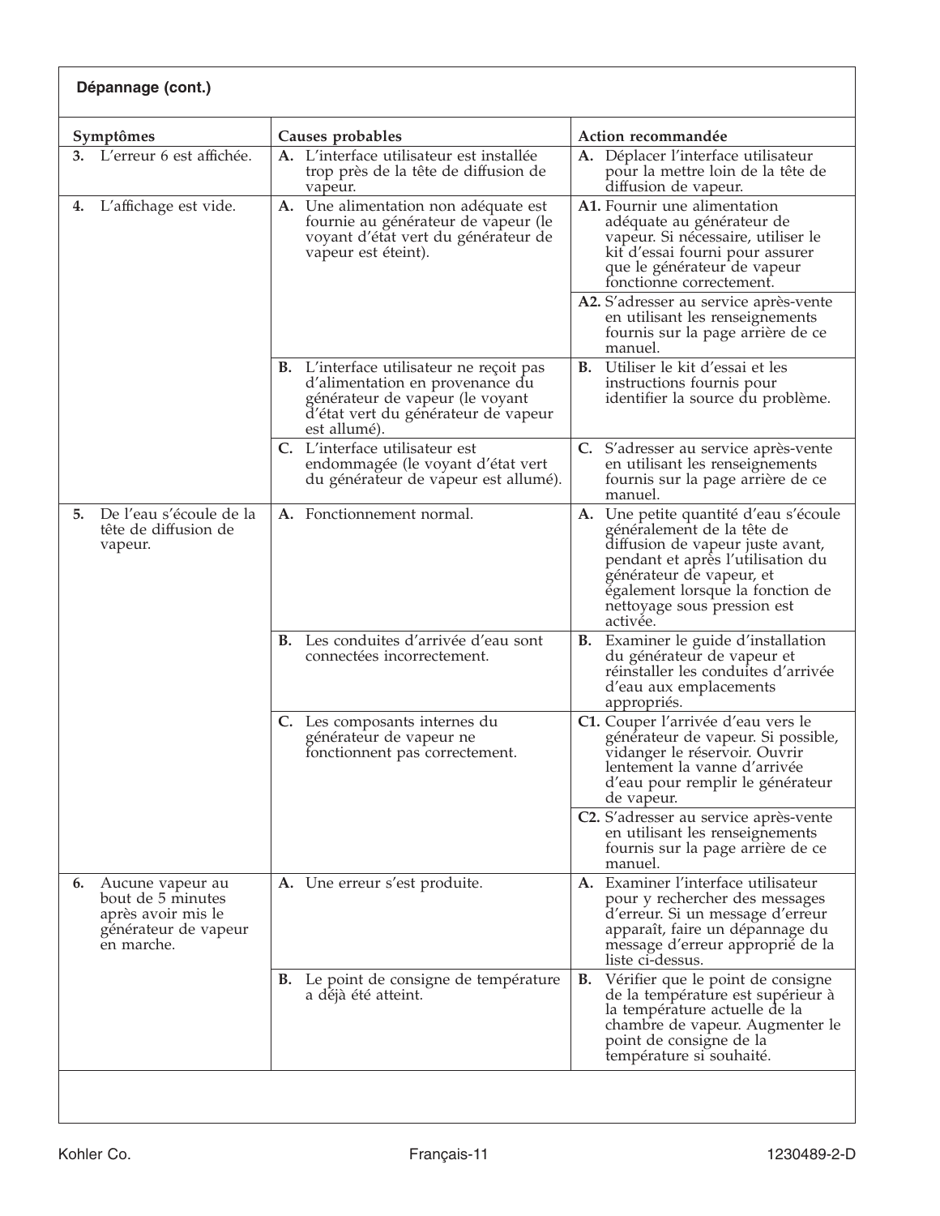## Dépannage (cont.)

| Symptômes | Causes probables | Action recommandée |
|---|---|---|
| **3.** L'erreur 6 est affichée. | **A.** L'interface utilisateur est installée trop près de la tête de diffusion de vapeur. | **A.** Déplacer l'interface utilisateur pour la mettre loin de la tête de diffusion de vapeur. |
| **4.** L'affichage est vide. | **A.** Une alimentation non adéquate est fournie au générateur de vapeur (le voyant d'état vert du générateur de vapeur est éteint). | **A1.** Fournir une alimentation adéquate au générateur de vapeur. Si nécessaire, utiliser le kit d'essai fourni pour assurer que le générateur de vapeur fonctionne correctement. |
| | | **A2.** S'adresser au service après-vente en utilisant les renseignements fournis sur la page arrière de ce manuel. |
| | **B.** L'interface utilisateur ne reçoit pas d'alimentation en provenance du générateur de vapeur (le voyant d'état vert du générateur de vapeur est allumé). | **B.** Utiliser le kit d'essai et les instructions fournis pour identifier la source du problème. |
| | **C.** L'interface utilisateur est endommagée (le voyant d'état vert du générateur de vapeur est allumé). | **C.** S'adresser au service après-vente en utilisant les renseignements fournis sur la page arrière de ce manuel. |
| **5.** De l'eau s'écoule de la tête de diffusion de vapeur. | **A.** Fonctionnement normal. | **A.** Une petite quantité d'eau s'écoule généralement de la tête de diffusion de vapeur juste avant, pendant et après l'utilisation du générateur de vapeur, et également lorsque la fonction de nettoyage sous pression est activée. |
| | **B.** Les conduites d'arrivée d'eau sont connectées incorrectement. | **B.** Examiner le guide d'installation du générateur de vapeur et réinstaller les conduites d'arrivée d'eau aux emplacements appropriés. |
| | **C.** Les composants internes du générateur de vapeur ne fonctionnent pas correctement. | **C1.** Couper l'arrivée d'eau vers le générateur de vapeur. Si possible, vidanger le réservoir. Ouvrir lentement la vanne d'arrivée d'eau pour remplir le générateur de vapeur. |
| | | **C2.** S'adresser au service après-vente en utilisant les renseignements fournis sur la page arrière de ce manuel. |
| **6.** Aucune vapeur au bout de 5 minutes après avoir mis le générateur de vapeur en marche. | **A.** Une erreur s'est produite. | **A.** Examiner l'interface utilisateur pour y rechercher des messages d'erreur. Si un message d'erreur apparaît, faire un dépannage du message d'erreur approprié de la liste ci-dessus. |
| | **B.** Le point de consigne de température a déjà été atteint. | **B.** Vérifier que le point de consigne de la température est supérieur à la température actuelle de la chambre de vapeur. Augmenter le point de consigne de la température si souhaité. |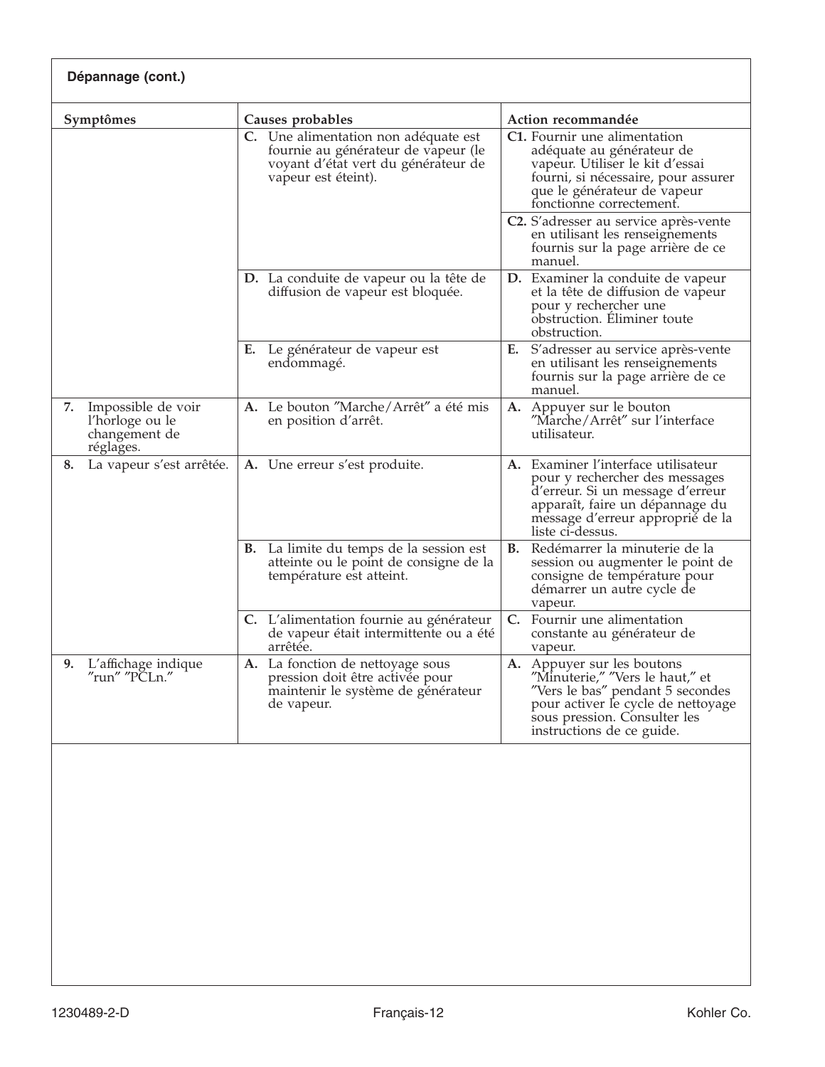**Dépannage (cont.)**

| Symptômes | Causes probables | Action recommandée |
| --- | --- | --- |
| | **C.** Une alimentation non adéquate est fournie au générateur de vapeur (le voyant d'état vert du générateur de vapeur est éteint). | **C1.** Fournir une alimentation adéquate au générateur de vapeur. Utiliser le kit d'essai fourni, si nécessaire, pour assurer que le générateur de vapeur fonctionne correctement. |
| | | **C2.** S'adresser au service après-vente en utilisant les renseignements fournis sur la page arrière de ce manuel. |
| | **D.** La conduite de vapeur ou la tête de diffusion de vapeur est bloquée. | **D.** Examiner la conduite de vapeur et la tête de diffusion de vapeur pour y rechercher une obstruction. Éliminer toute obstruction. |
| | **E.** Le générateur de vapeur est endommagé. | **E.** S'adresser au service après-vente en utilisant les renseignements fournis sur la page arrière de ce manuel. |
| **7.** Impossible de voir l'horloge ou le changement de réglages. | **A.** Le bouton ″Marche/Arrêt″ a été mis en position d'arrêt. | **A.** Appuyer sur le bouton ″Marche/Arrêt″ sur l'interface utilisateur. |
| **8.** La vapeur s'est arrêtée. | **A.** Une erreur s'est produite. | **A.** Examiner l'interface utilisateur pour y rechercher des messages d'erreur. Si un message d'erreur apparaît, faire un dépannage du message d'erreur approprié de la liste ci-dessus. |
| | **B.** La limite du temps de la session est atteinte ou le point de consigne de la température est atteint. | **B.** Redémarrer la minuterie de la session ou augmenter le point de consigne de température pour démarrer un autre cycle de vapeur. |
| | **C.** L'alimentation fournie au générateur de vapeur était intermittente ou a été arrêtée. | **C.** Fournir une alimentation constante au générateur de vapeur. |
| **9.** L'affichage indique ″run″ ″PCLn.″ | **A.** La fonction de nettoyage sous pression doit être activée pour maintenir le système de générateur de vapeur. | **A.** Appuyer sur les boutons ″Minuterie,″ ″Vers le haut,″ et ″Vers le bas″ pendant 5 secondes pour activer le cycle de nettoyage sous pression. Consulter les instructions de ce guide. |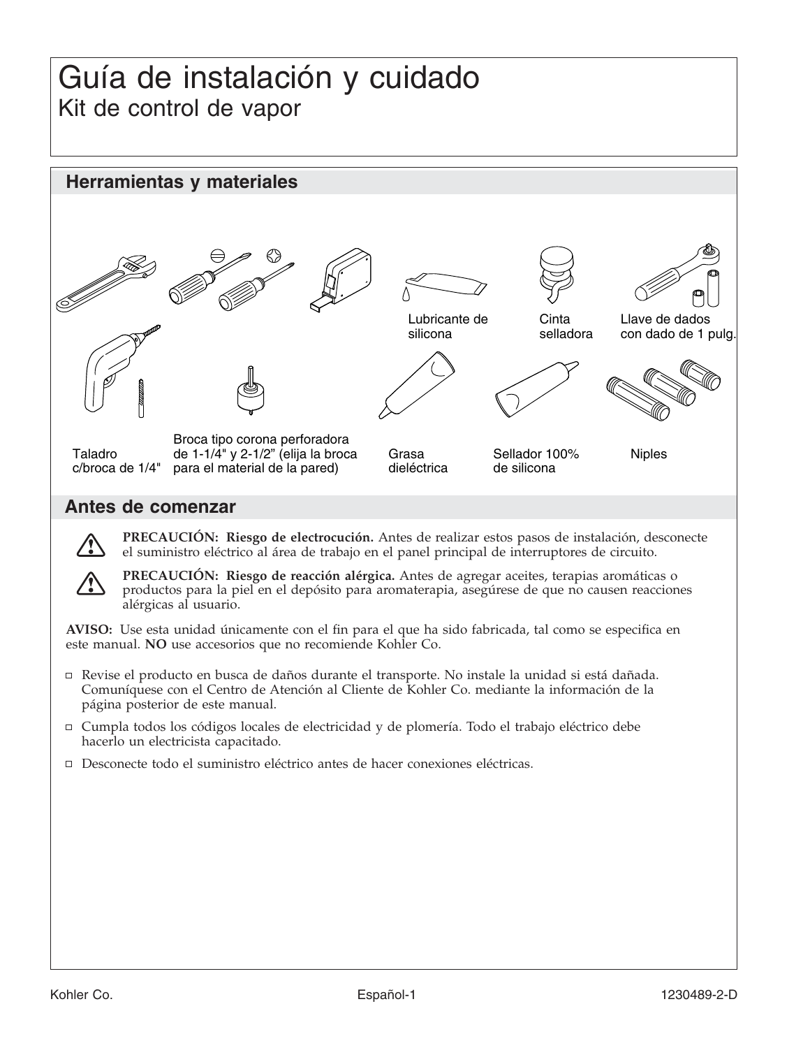# Guía de instalación y cuidado

## Kit de control de vapor

## Herramientas y materiales

Lubricante de silicona

Cinta selladora

Llave de dados con dado de 1 pulg.

Taladro c/broca de 1/4"

Broca tipo corona perforadora de 1-1/4" y 2-1/2" (elija la broca para el material de la pared)

Grasa dieléctrica

Sellador 100% de silicona

Niples

## Antes de comenzar

**PRECAUCIÓN: Riesgo de electrocución.** Antes de realizar estos pasos de instalación, desconecte el suministro eléctrico al área de trabajo en el panel principal de interruptores de circuito.

**PRECAUCIÓN: Riesgo de reacción alérgica.** Antes de agregar aceites, terapias aromáticas o productos para la piel en el depósito para aromaterapia, asegúrese de que no causen reacciones alérgicas al usuario.

**AVISO:** Use esta unidad únicamente con el fin para el que ha sido fabricada, tal como se especifica en este manual. **NO** use accesorios que no recomiende Kohler Co.

- Revise el producto en busca de daños durante el transporte. No instale la unidad si está dañada. Comuníquese con el Centro de Atención al Cliente de Kohler Co. mediante la información de la página posterior de este manual.
- Cumpla todos los códigos locales de electricidad y de plomería. Todo el trabajo eléctrico debe hacerlo un electricista capacitado.
- Desconecte todo el suministro eléctrico antes de hacer conexiones eléctricas.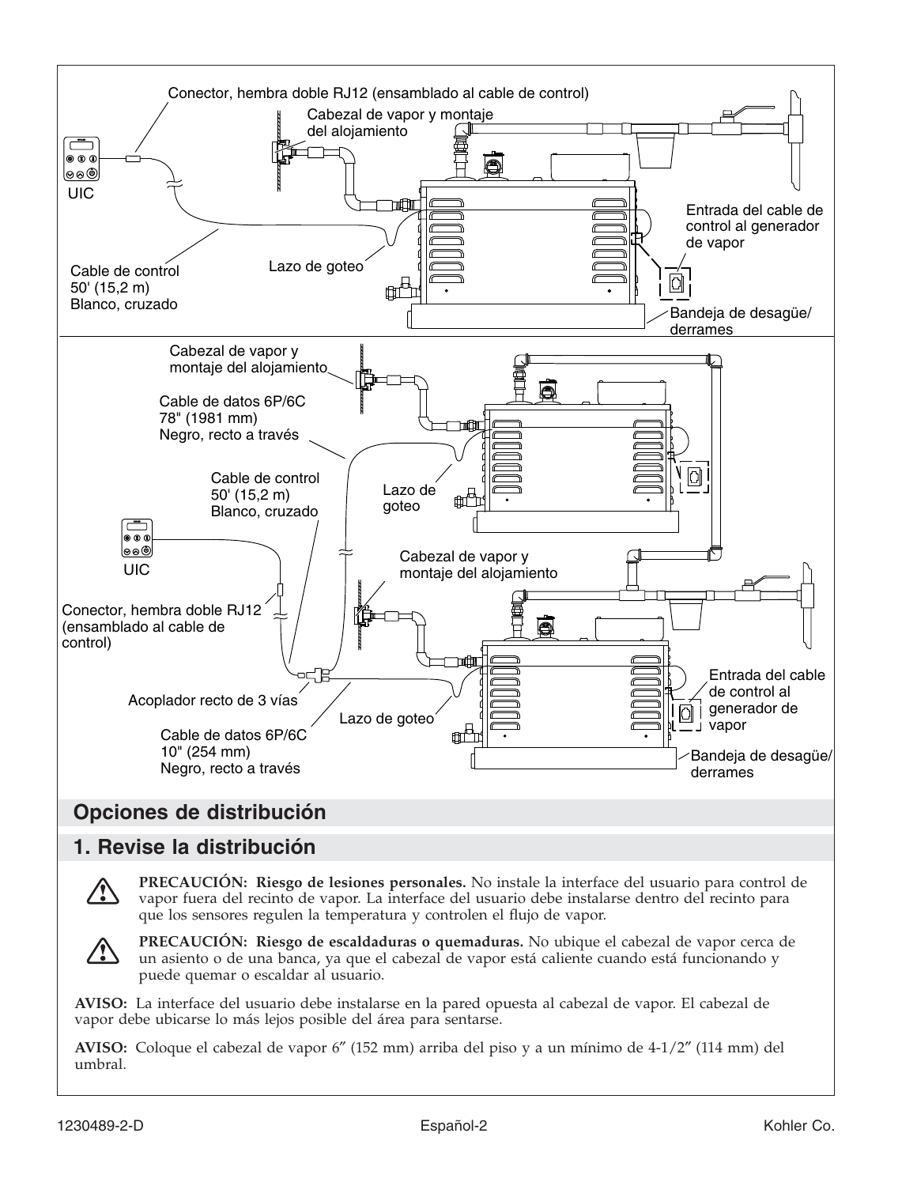Conector, hembra doble RJ12 (ensamblado al cable de control)

Cabezal de vapor y montaje del alojamiento

UIC

Entrada del cable de control al generador de vapor

Cable de control 50' (15,2 m) Blanco, cruzado

Lazo de goteo

Bandeja de desagüe/ derrames

Cabezal de vapor y montaje del alojamiento

Cable de datos 6P/6C 78" (1981 mm) Negro, recto a través

Cable de control 50' (15,2 m) Blanco, cruzado

Lazo de goteo

UIC

Cabezal de vapor y montaje del alojamiento

Conector, hembra doble RJ12 (ensamblado al cable de control)

Entrada del cable de control al generador de vapor

Acoplador recto de 3 vías

Lazo de goteo

Cable de datos 6P/6C 10" (254 mm) Negro, recto a través

Bandeja de desagüe/ derrames

## Opciones de distribución

## 1. Revise la distribución

**PRECAUCIÓN: Riesgo de lesiones personales.** No instale la interface del usuario para control de vapor fuera del recinto de vapor. La interface del usuario debe instalarse dentro del recinto para que los sensores regulen la temperatura y controlen el flujo de vapor.

**PRECAUCIÓN: Riesgo de escaldaduras o quemaduras.** No ubique el cabezal de vapor cerca de un asiento o de una banca, ya que el cabezal de vapor está caliente cuando está funcionando y puede quemar o escaldar al usuario.

**AVISO:** La interface del usuario debe instalarse en la pared opuesta al cabezal de vapor. El cabezal de vapor debe ubicarse lo más lejos posible del área para sentarse.

**AVISO:** Coloque el cabezal de vapor 6″ (152 mm) arriba del piso y a un mínimo de 4-1/2″ (114 mm) del umbral.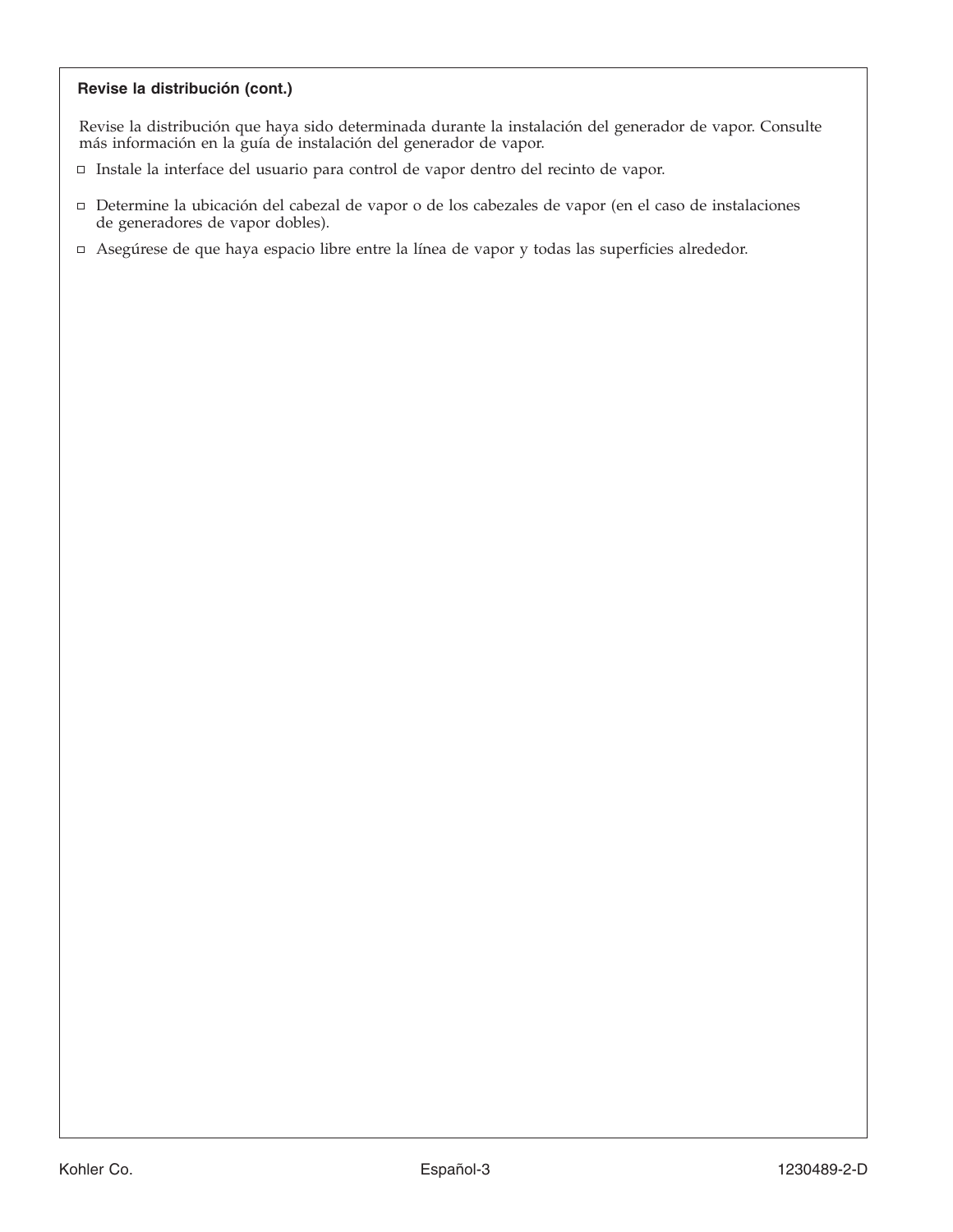### Revise la distribución (cont.)

Revise la distribución que haya sido determinada durante la instalación del generador de vapor. Consulte más información en la guía de instalación del generador de vapor.

- Instale la interface del usuario para control de vapor dentro del recinto de vapor.
- Determine la ubicación del cabezal de vapor o de los cabezales de vapor (en el caso de instalaciones de generadores de vapor dobles).
- Asegúrese de que haya espacio libre entre la línea de vapor y todas las superficies alrededor.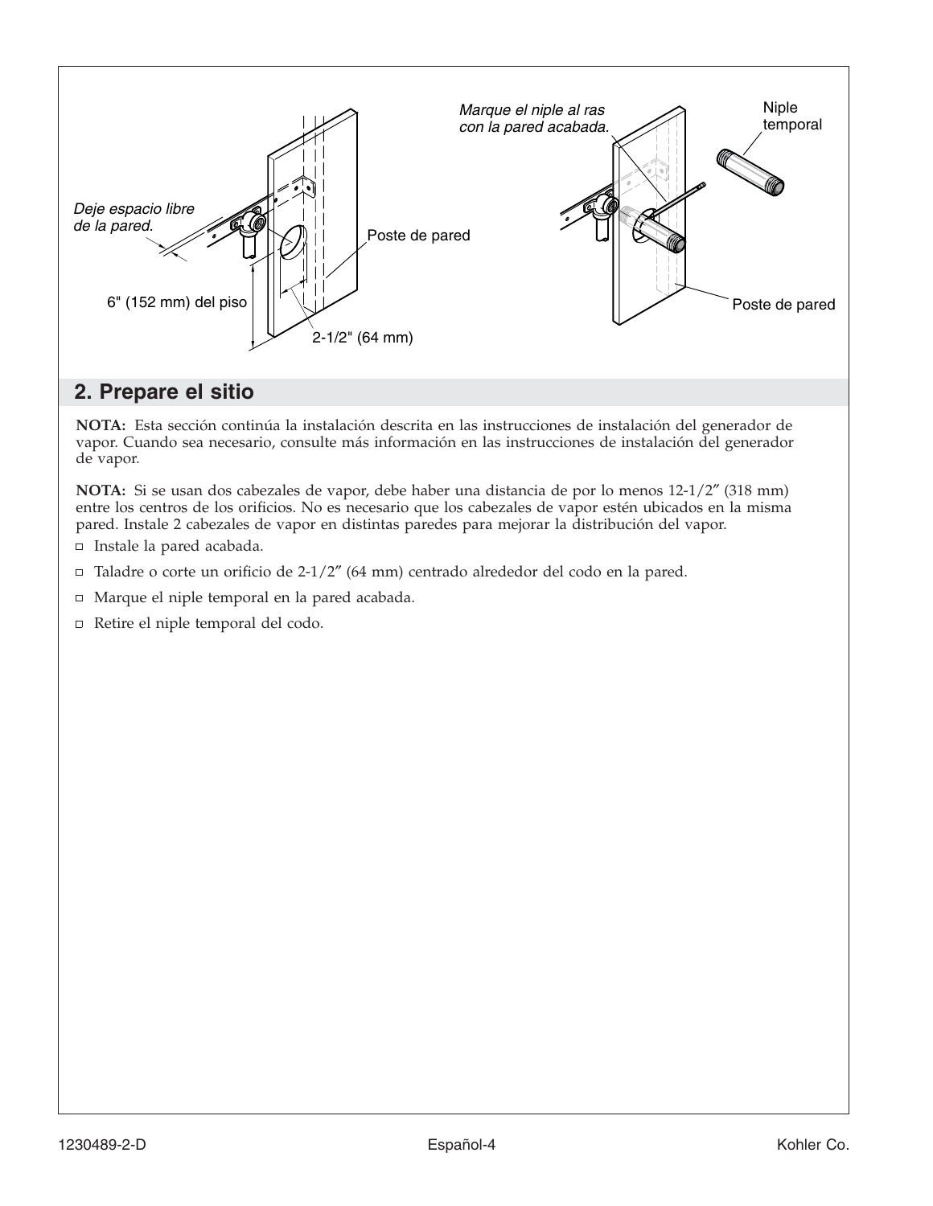## 2. Prepare el sitio

**NOTA:** Esta sección continúa la instalación descrita en las instrucciones de instalación del generador de vapor. Cuando sea necesario, consulte más información en las instrucciones de instalación del generador de vapor.

**NOTA:** Si se usan dos cabezales de vapor, debe haber una distancia de por lo menos 12-1/2″ (318 mm) entre los centros de los orificios. No es necesario que los cabezales de vapor estén ubicados en la misma pared. Instale 2 cabezales de vapor en distintas paredes para mejorar la distribución del vapor.

- Instale la pared acabada.
- Taladre o corte un orificio de 2-1/2″ (64 mm) centrado alrededor del codo en la pared.
- Marque el niple temporal en la pared acabada.
- Retire el niple temporal del codo.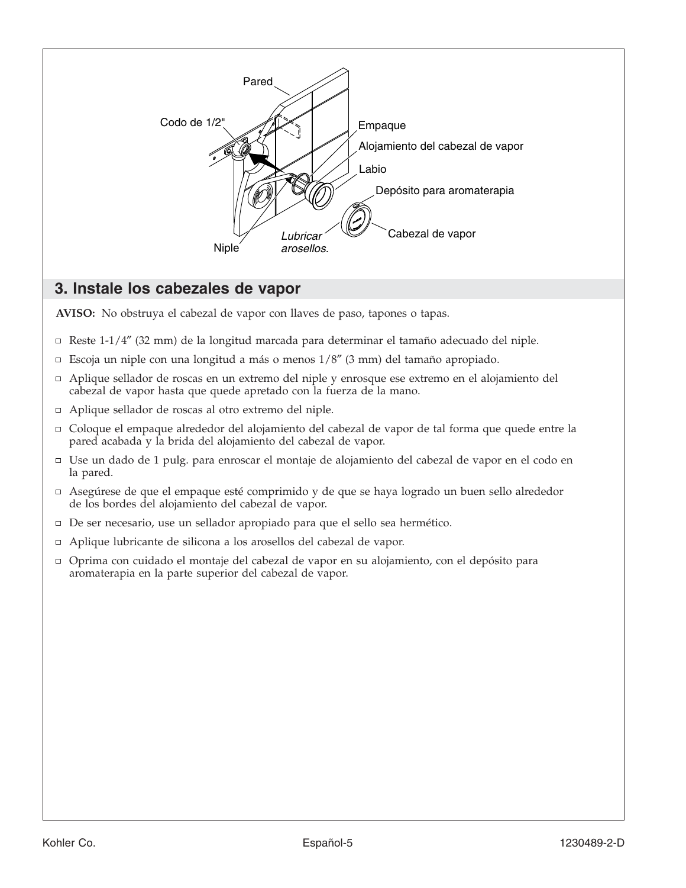## 3. Instale los cabezales de vapor

**AVISO:** No obstruya el cabezal de vapor con llaves de paso, tapones o tapas.

- Reste 1-1/4″ (32 mm) de la longitud marcada para determinar el tamaño adecuado del niple.
- Escoja un niple con una longitud a más o menos 1/8″ (3 mm) del tamaño apropiado.
- Aplique sellador de roscas en un extremo del niple y enrosque ese extremo en el alojamiento del cabezal de vapor hasta que quede apretado con la fuerza de la mano.
- Aplique sellador de roscas al otro extremo del niple.
- Coloque el empaque alrededor del alojamiento del cabezal de vapor de tal forma que quede entre la pared acabada y la brida del alojamiento del cabezal de vapor.
- Use un dado de 1 pulg. para enroscar el montaje de alojamiento del cabezal de vapor en el codo en la pared.
- Asegúrese de que el empaque esté comprimido y de que se haya logrado un buen sello alrededor de los bordes del alojamiento del cabezal de vapor.
- De ser necesario, use un sellador apropiado para que el sello sea hermético.
- Aplique lubricante de silicona a los arosellos del cabezal de vapor.
- Oprima con cuidado el montaje del cabezal de vapor en su alojamiento, con el depósito para aromaterapia en la parte superior del cabezal de vapor.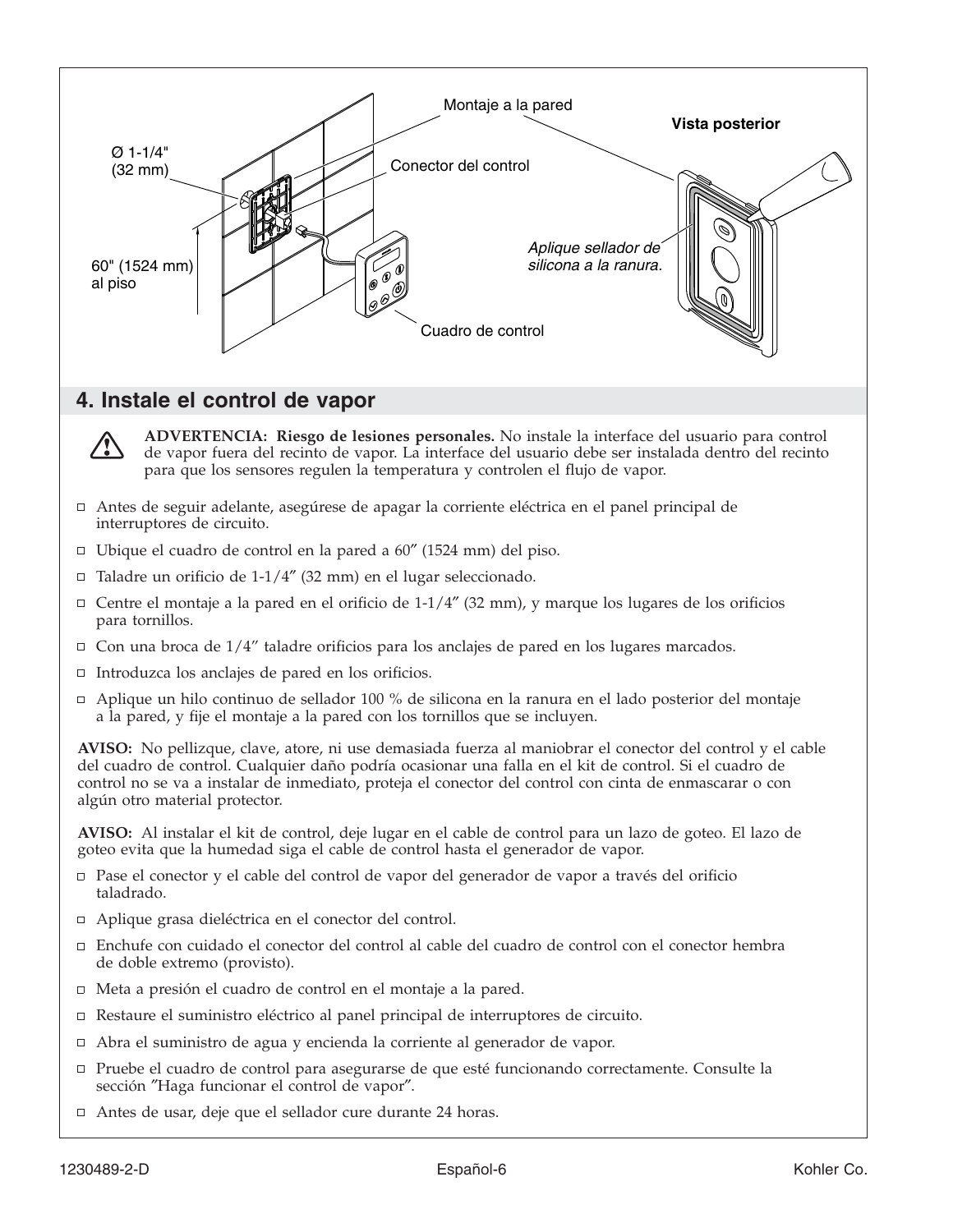Montaje a la pared

Vista posterior

Ø 1-1/4" (32 mm)

Conector del control

Aplique sellador de silicona a la ranura.

60" (1524 mm) al piso

Cuadro de control

## 4. Instale el control de vapor

**ADVERTENCIA: Riesgo de lesiones personales.** No instale la interface del usuario para control de vapor fuera del recinto de vapor. La interface del usuario debe ser instalada dentro del recinto para que los sensores regulen la temperatura y controlen el flujo de vapor.

- Antes de seguir adelante, asegúrese de apagar la corriente eléctrica en el panel principal de interruptores de circuito.
- Ubique el cuadro de control en la pared a 60″ (1524 mm) del piso.
- Taladre un orificio de 1-1/4″ (32 mm) en el lugar seleccionado.
- Centre el montaje a la pared en el orificio de 1-1/4″ (32 mm), y marque los lugares de los orificios para tornillos.
- Con una broca de 1/4″ taladre orificios para los anclajes de pared en los lugares marcados.
- Introduzca los anclajes de pared en los orificios.
- Aplique un hilo continuo de sellador 100 % de silicona en la ranura en el lado posterior del montaje a la pared, y fije el montaje a la pared con los tornillos que se incluyen.

**AVISO:** No pellizque, clave, atore, ni use demasiada fuerza al maniobrar el conector del control y el cable del cuadro de control. Cualquier daño podría ocasionar una falla en el kit de control. Si el cuadro de control no se va a instalar de inmediato, proteja el conector del control con cinta de enmascarar o con algún otro material protector.

**AVISO:** Al instalar el kit de control, deje lugar en el cable de control para un lazo de goteo. El lazo de goteo evita que la humedad siga el cable de control hasta el generador de vapor.

- Pase el conector y el cable del control de vapor del generador de vapor a través del orificio taladrado.
- Aplique grasa dieléctrica en el conector del control.
- Enchufe con cuidado el conector del control al cable del cuadro de control con el conector hembra de doble extremo (provisto).
- Meta a presión el cuadro de control en el montaje a la pared.
- Restaure el suministro eléctrico al panel principal de interruptores de circuito.
- Abra el suministro de agua y encienda la corriente al generador de vapor.
- Pruebe el cuadro de control para asegurarse de que esté funcionando correctamente. Consulte la sección ″Haga funcionar el control de vapor″.
- Antes de usar, deje que el sellador cure durante 24 horas.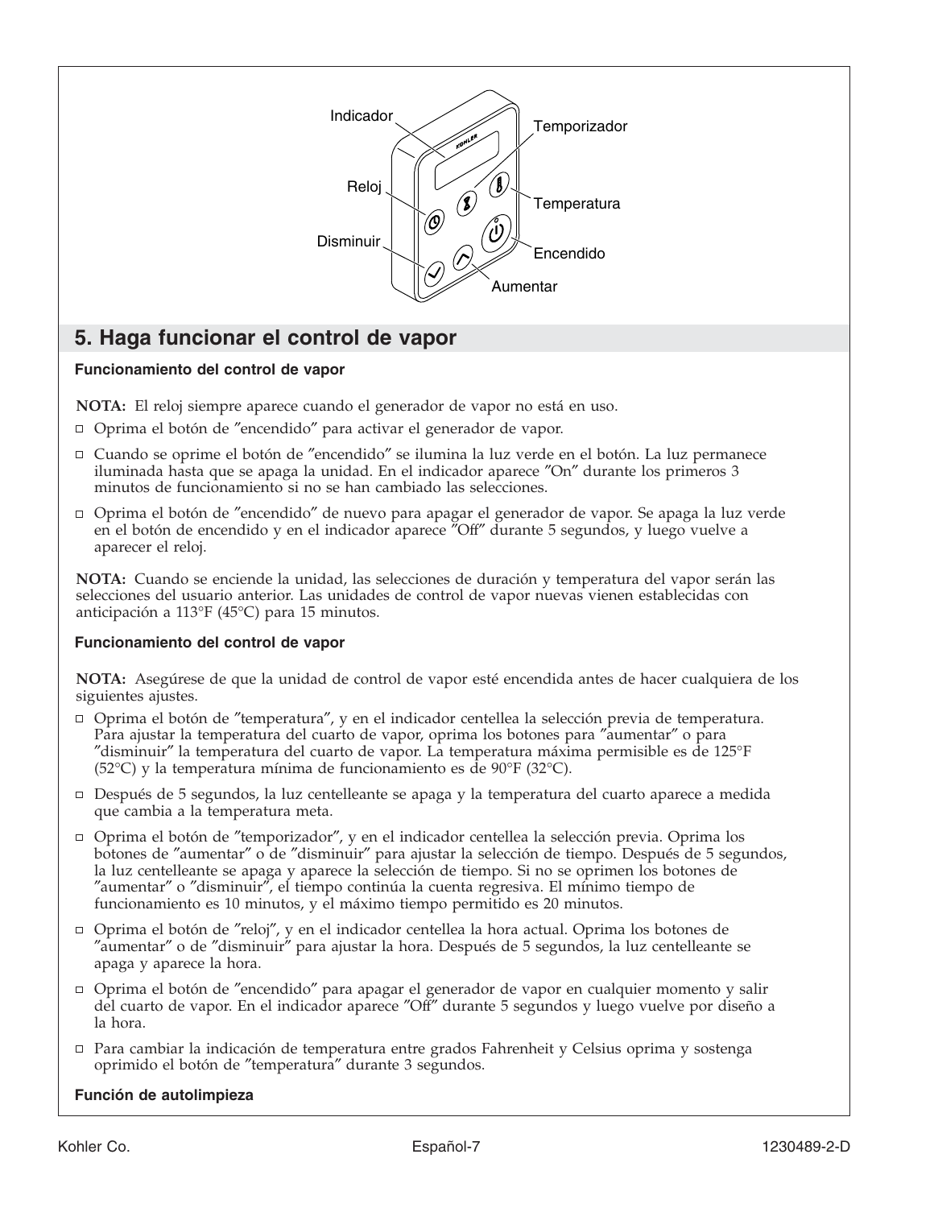Indicador

Temporizador

Reloj

Temperatura

Disminuir

Encendido

Aumentar

## 5. Haga funcionar el control de vapor

### Funcionamiento del control de vapor

**NOTA:** El reloj siempre aparece cuando el generador de vapor no está en uso.

- Oprima el botón de ″encendido″ para activar el generador de vapor.
- Cuando se oprime el botón de ″encendido″ se ilumina la luz verde en el botón. La luz permanece iluminada hasta que se apaga la unidad. En el indicador aparece ″On″ durante los primeros 3 minutos de funcionamiento si no se han cambiado las selecciones.
- Oprima el botón de ″encendido″ de nuevo para apagar el generador de vapor. Se apaga la luz verde en el botón de encendido y en el indicador aparece ″Off″ durante 5 segundos, y luego vuelve a aparecer el reloj.

**NOTA:** Cuando se enciende la unidad, las selecciones de duración y temperatura del vapor serán las selecciones del usuario anterior. Las unidades de control de vapor nuevas vienen establecidas con anticipación a 113°F (45°C) para 15 minutos.

### Funcionamiento del control de vapor

**NOTA:** Asegúrese de que la unidad de control de vapor esté encendida antes de hacer cualquiera de los siguientes ajustes.

- Oprima el botón de ″temperatura″, y en el indicador centellea la selección previa de temperatura. Para ajustar la temperatura del cuarto de vapor, oprima los botones para ″aumentar″ o para ″disminuir″ la temperatura del cuarto de vapor. La temperatura máxima permisible es de 125°F (52°C) y la temperatura mínima de funcionamiento es de 90°F (32°C).
- Después de 5 segundos, la luz centelleante se apaga y la temperatura del cuarto aparece a medida que cambia a la temperatura meta.
- Oprima el botón de ″temporizador″, y en el indicador centellea la selección previa. Oprima los botones de ″aumentar″ o de ″disminuir″ para ajustar la selección de tiempo. Después de 5 segundos, la luz centelleante se apaga y aparece la selección de tiempo. Si no se oprimen los botones de ″aumentar″ o ″disminuir″, el tiempo continúa la cuenta regresiva. El mínimo tiempo de funcionamiento es 10 minutos, y el máximo tiempo permitido es 20 minutos.
- Oprima el botón de ″reloj″, y en el indicador centellea la hora actual. Oprima los botones de ″aumentar″ o de ″disminuir″ para ajustar la hora. Después de 5 segundos, la luz centelleante se apaga y aparece la hora.
- Oprima el botón de ″encendido″ para apagar el generador de vapor en cualquier momento y salir del cuarto de vapor. En el indicador aparece ″Off″ durante 5 segundos y luego vuelve por diseño a la hora.
- Para cambiar la indicación de temperatura entre grados Fahrenheit y Celsius oprima y sostenga oprimido el botón de ″temperatura″ durante 3 segundos.

### Función de autolimpieza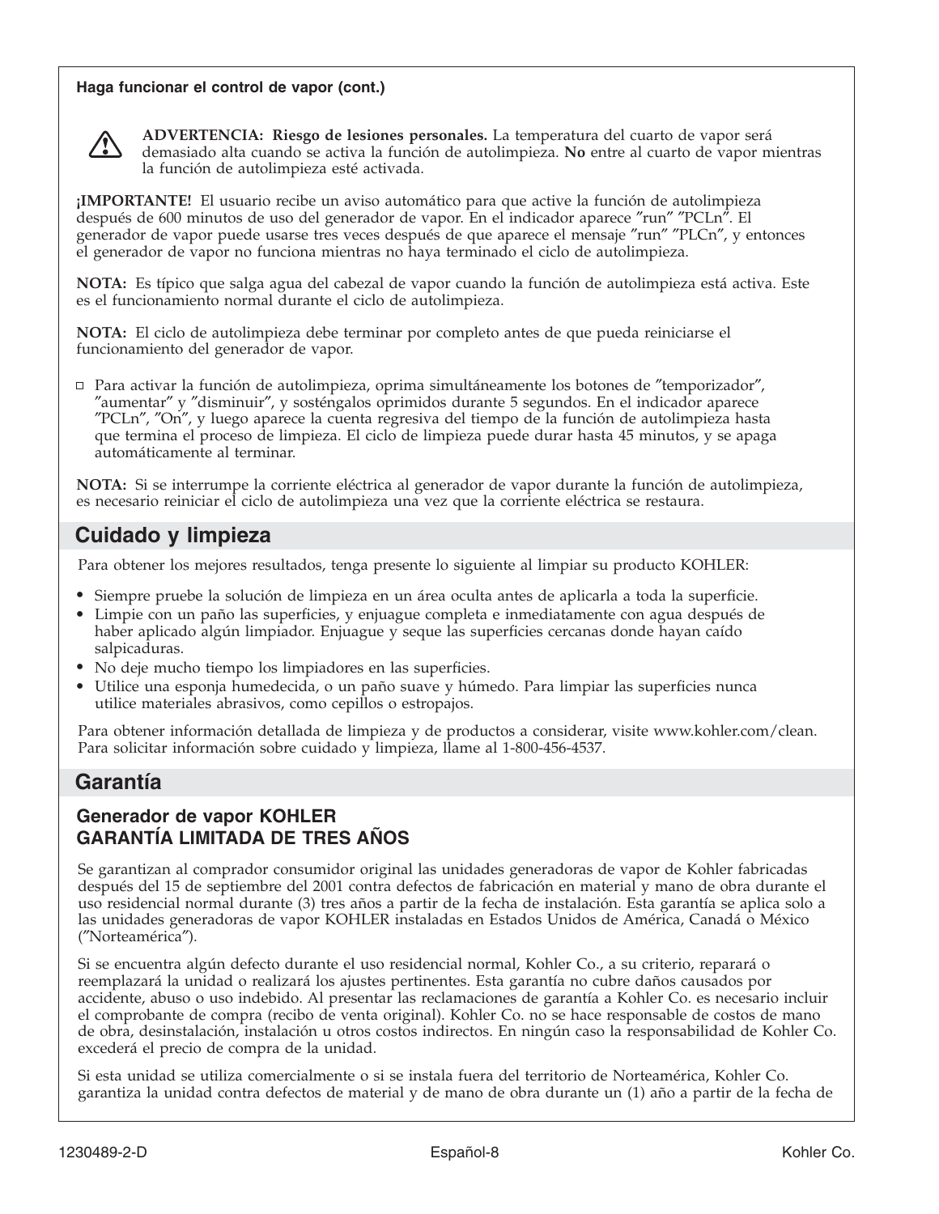**Haga funcionar el control de vapor (cont.)**

⚠ **ADVERTENCIA: Riesgo de lesiones personales.** La temperatura del cuarto de vapor será demasiado alta cuando se activa la función de autolimpieza. **No** entre al cuarto de vapor mientras la función de autolimpieza esté activada.

**¡IMPORTANTE!** El usuario recibe un aviso automático para que active la función de autolimpieza después de 600 minutos de uso del generador de vapor. En el indicador aparece ″run″ ″PCLn″. El generador de vapor puede usarse tres veces después de que aparece el mensaje ″run″ ″PLCn″, y entonces el generador de vapor no funciona mientras no haya terminado el ciclo de autolimpieza.

**NOTA:** Es típico que salga agua del cabezal de vapor cuando la función de autolimpieza está activa. Este es el funcionamiento normal durante el ciclo de autolimpieza.

**NOTA:** El ciclo de autolimpieza debe terminar por completo antes de que pueda reiniciarse el funcionamiento del generador de vapor.

- ☐ Para activar la función de autolimpieza, oprima simultáneamente los botones de ″temporizador″, ″aumentar″ y ″disminuir″, y sosténgalos oprimidos durante 5 segundos. En el indicador aparece ″PCLn″, ″On″, y luego aparece la cuenta regresiva del tiempo de la función de autolimpieza hasta que termina el proceso de limpieza. El ciclo de limpieza puede durar hasta 45 minutos, y se apaga automáticamente al terminar.

**NOTA:** Si se interrumpe la corriente eléctrica al generador de vapor durante la función de autolimpieza, es necesario reiniciar el ciclo de autolimpieza una vez que la corriente eléctrica se restaura.

## Cuidado y limpieza

Para obtener los mejores resultados, tenga presente lo siguiente al limpiar su producto KOHLER:

- Siempre pruebe la solución de limpieza en un área oculta antes de aplicarla a toda la superficie.
- Limpie con un paño las superficies, y enjuague completa e inmediatamente con agua después de haber aplicado algún limpiador. Enjuague y seque las superficies cercanas donde hayan caído salpicaduras.
- No deje mucho tiempo los limpiadores en las superficies.
- Utilice una esponja humedecida, o un paño suave y húmedo. Para limpiar las superficies nunca utilice materiales abrasivos, como cepillos o estropajos.

Para obtener información detallada de limpieza y de productos a considerar, visite www.kohler.com/clean. Para solicitar información sobre cuidado y limpieza, llame al 1-800-456-4537.

## Garantía

### Generador de vapor KOHLER
### GARANTÍA LIMITADA DE TRES AÑOS

Se garantizan al comprador consumidor original las unidades generadoras de vapor de Kohler fabricadas después del 15 de septiembre del 2001 contra defectos de fabricación en material y mano de obra durante el uso residencial normal durante (3) tres años a partir de la fecha de instalación. Esta garantía se aplica solo a las unidades generadoras de vapor KOHLER instaladas en Estados Unidos de América, Canadá o México (″Norteamérica″).

Si se encuentra algún defecto durante el uso residencial normal, Kohler Co., a su criterio, reparará o reemplazará la unidad o realizará los ajustes pertinentes. Esta garantía no cubre daños causados por accidente, abuso o uso indebido. Al presentar las reclamaciones de garantía a Kohler Co. es necesario incluir el comprobante de compra (recibo de venta original). Kohler Co. no se hace responsable de costos de mano de obra, desinstalación, instalación u otros costos indirectos. En ningún caso la responsabilidad de Kohler Co. excederá el precio de compra de la unidad.

Si esta unidad se utiliza comercialmente o si se instala fuera del territorio de Norteamérica, Kohler Co. garantiza la unidad contra defectos de material y de mano de obra durante un (1) año a partir de la fecha de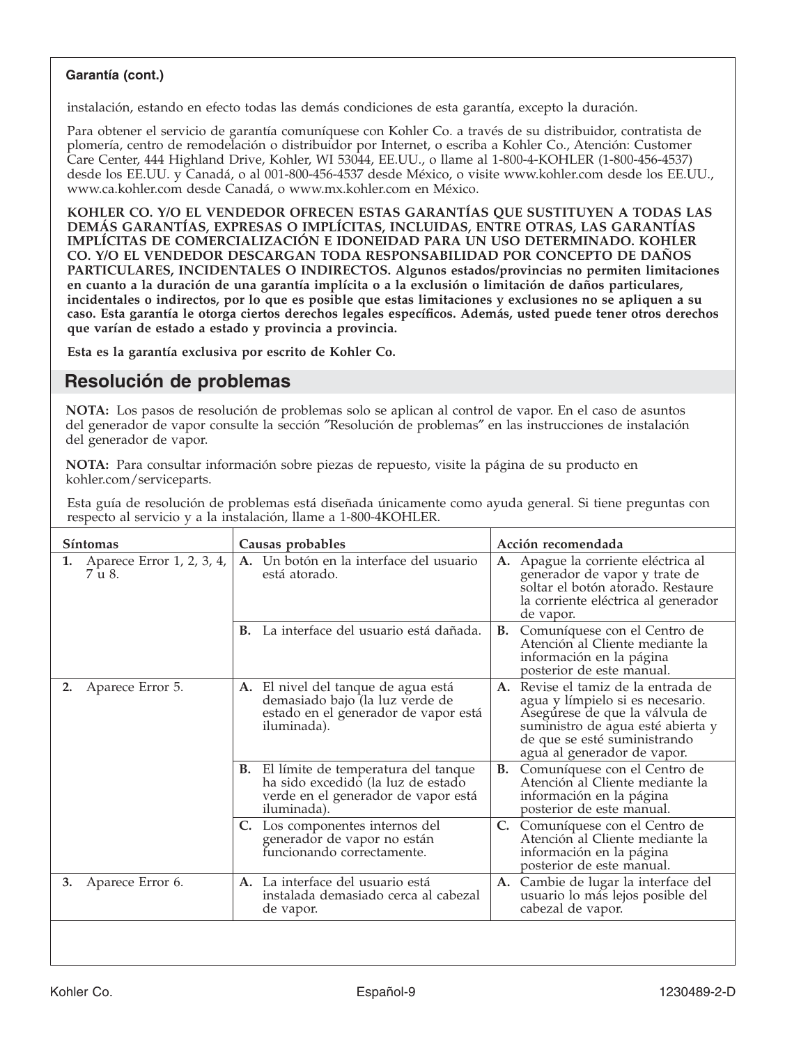**Garantía (cont.)**

instalación, estando en efecto todas las demás condiciones de esta garantía, excepto la duración.

Para obtener el servicio de garantía comuníquese con Kohler Co. a través de su distribuidor, contratista de plomería, centro de remodelación o distribuidor por Internet, o escriba a Kohler Co., Atención: Customer Care Center, 444 Highland Drive, Kohler, WI 53044, EE.UU., o llame al 1-800-4-KOHLER (1-800-456-4537) desde los EE.UU. y Canadá, o al 001-800-456-4537 desde México, o visite www.kohler.com desde los EE.UU., www.ca.kohler.com desde Canadá, o www.mx.kohler.com en México.

**KOHLER CO. Y/O EL VENDEDOR OFRECEN ESTAS GARANTÍAS QUE SUSTITUYEN A TODAS LAS DEMÁS GARANTÍAS, EXPRESAS O IMPLÍCITAS, INCLUIDAS, ENTRE OTRAS, LAS GARANTÍAS IMPLÍCITAS DE COMERCIALIZACIÓN E IDONEIDAD PARA UN USO DETERMINADO. KOHLER CO. Y/O EL VENDEDOR DESCARGAN TODA RESPONSABILIDAD POR CONCEPTO DE DAÑOS PARTICULARES, INCIDENTALES O INDIRECTOS. Algunos estados/provincias no permiten limitaciones en cuanto a la duración de una garantía implícita o a la exclusión o limitación de daños particulares, incidentales o indirectos, por lo que es posible que estas limitaciones y exclusiones no se apliquen a su caso. Esta garantía le otorga ciertos derechos legales específicos. Además, usted puede tener otros derechos que varían de estado a estado y provincia a provincia.**

**Esta es la garantía exclusiva por escrito de Kohler Co.**

## Resolución de problemas

**NOTA:** Los pasos de resolución de problemas solo se aplican al control de vapor. En el caso de asuntos del generador de vapor consulte la sección ″Resolución de problemas″ en las instrucciones de instalación del generador de vapor.

**NOTA:** Para consultar información sobre piezas de repuesto, visite la página de su producto en kohler.com/serviceparts.

Esta guía de resolución de problemas está diseñada únicamente como ayuda general. Si tiene preguntas con respecto al servicio y a la instalación, llame a 1-800-4KOHLER.

| Síntomas | Causas probables | Acción recomendada |
|---|---|---|
| **1.** Aparece Error 1, 2, 3, 4, 7 u 8. | **A.** Un botón en la interface del usuario está atorado. | **A.** Apague la corriente eléctrica al generador de vapor y trate de soltar el botón atorado. Restaure la corriente eléctrica al generador de vapor. |
| | **B.** La interface del usuario está dañada. | **B.** Comuníquese con el Centro de Atención al Cliente mediante la información en la página posterior de este manual. |
| **2.** Aparece Error 5. | **A.** El nivel del tanque de agua está demasiado bajo (la luz verde de estado en el generador de vapor está iluminada). | **A.** Revise el tamiz de la entrada de agua y límpielo si es necesario. Asegúrese de que la válvula de suministro de agua esté abierta y de que se esté suministrando agua al generador de vapor. |
| | **B.** El límite de temperatura del tanque ha sido excedido (la luz de estado verde en el generador de vapor está iluminada). | **B.** Comuníquese con el Centro de Atención al Cliente mediante la información en la página posterior de este manual. |
| | **C.** Los componentes internos del generador de vapor no están funcionando correctamente. | **C.** Comuníquese con el Centro de Atención al Cliente mediante la información en la página posterior de este manual. |
| **3.** Aparece Error 6. | **A.** La interface del usuario está instalada demasiado cerca al cabezal de vapor. | **A.** Cambie de lugar la interface del usuario lo más lejos posible del cabezal de vapor. |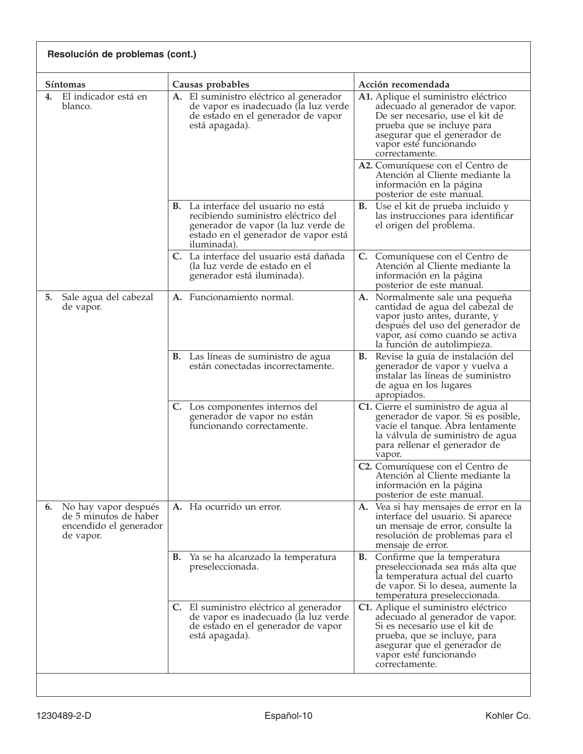**Resolución de problemas (cont.)**

| Síntomas | Causas probables | Acción recomendada |
|---|---|---|
| **4.** El indicador está en blanco. | **A.** El suministro eléctrico al generador de vapor es inadecuado (la luz verde de estado en el generador de vapor está apagada). | **A1.** Aplique el suministro eléctrico adecuado al generador de vapor. De ser necesario, use el kit de prueba que se incluye para asegurar que el generador de vapor esté funcionando correctamente. |
| | | **A2.** Comuníquese con el Centro de Atención al Cliente mediante la información en la página posterior de este manual. |
| | **B.** La interface del usuario no está recibiendo suministro eléctrico del generador de vapor (la luz verde de estado en el generador de vapor está iluminada). | **B.** Use el kit de prueba incluido y las instrucciones para identificar el origen del problema. |
| | **C.** La interface del usuario está dañada (la luz verde de estado en el generador está iluminada). | **C.** Comuníquese con el Centro de Atención al Cliente mediante la información en la página posterior de este manual. |
| **5.** Sale agua del cabezal de vapor. | **A.** Funcionamiento normal. | **A.** Normalmente sale una pequeña cantidad de agua del cabezal de vapor justo antes, durante, y después del uso del generador de vapor, así como cuando se activa la función de autolimpieza. |
| | **B.** Las líneas de suministro de agua están conectadas incorrectamente. | **B.** Revise la guía de instalación del generador de vapor y vuelva a instalar las líneas de suministro de agua en los lugares apropiados. |
| | **C.** Los componentes internos del generador de vapor no están funcionando correctamente. | **C1.** Cierre el suministro de agua al generador de vapor. Si es posible, vacíe el tanque. Abra lentamente la válvula de suministro de agua para rellenar el generador de vapor. |
| | | **C2.** Comuníquese con el Centro de Atención al Cliente mediante la información en la página posterior de este manual. |
| **6.** No hay vapor después de 5 minutos de haber encendido el generador de vapor. | **A.** Ha ocurrido un error. | **A.** Vea si hay mensajes de error en la interface del usuario. Si aparece un mensaje de error, consulte la resolución de problemas para el mensaje de error. |
| | **B.** Ya se ha alcanzado la temperatura preseleccionada. | **B.** Confirme que la temperatura preseleccionada sea más alta que la temperatura actual del cuarto de vapor. Si lo desea, aumente la temperatura preseleccionada. |
| | **C.** El suministro eléctrico al generador de vapor es inadecuado (la luz verde de estado en el generador de vapor está apagada). | **C1.** Aplique el suministro eléctrico adecuado al generador de vapor. Si es necesario use el kit de prueba, que se incluye, para asegurar que el generador de vapor esté funcionando correctamente. |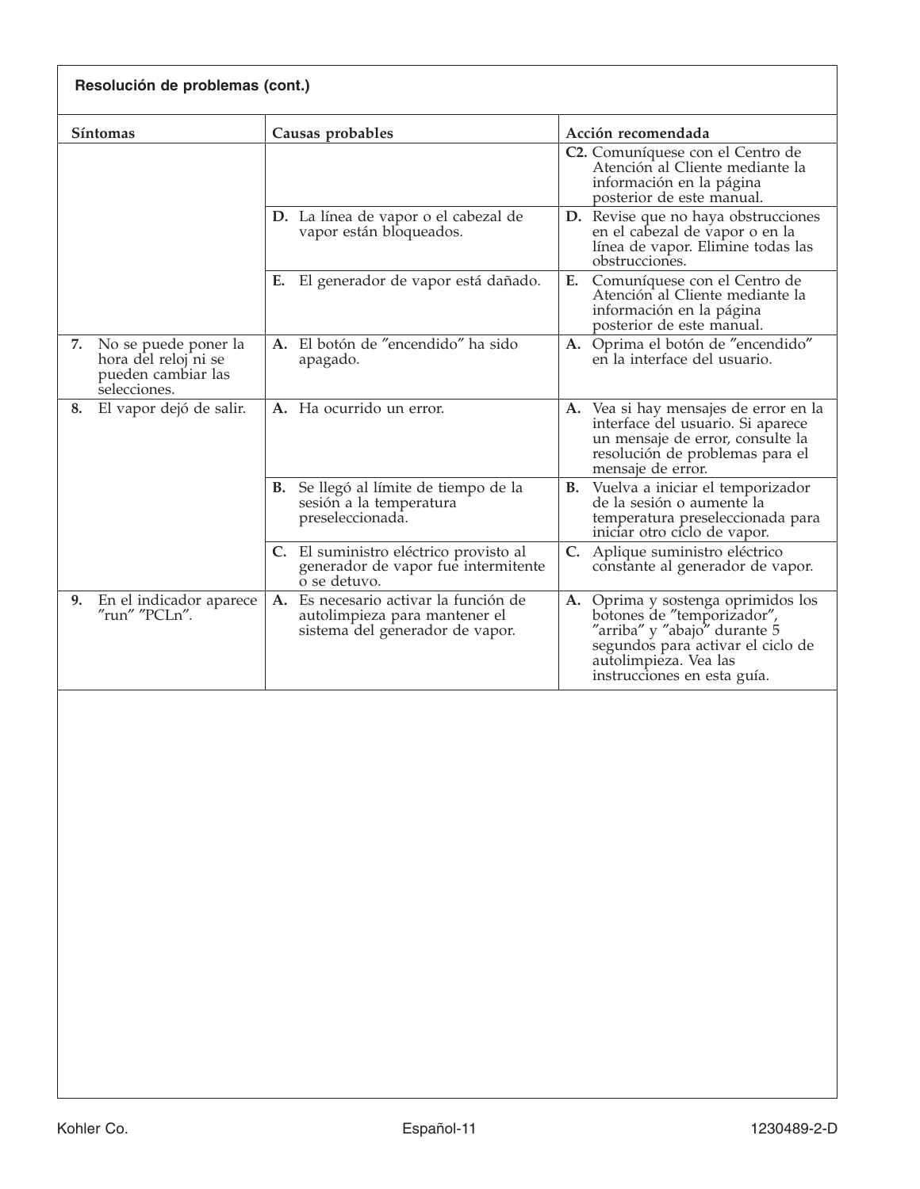**Resolución de problemas (cont.)**

| Síntomas | Causas probables | Acción recomendada |
|---|---|---|
| | | **C2.** Comuníquese con el Centro de Atención al Cliente mediante la información en la página posterior de este manual. |
| | **D.** La línea de vapor o el cabezal de vapor están bloqueados. | **D.** Revise que no haya obstrucciones en el cabezal de vapor o en la línea de vapor. Elimine todas las obstrucciones. |
| | **E.** El generador de vapor está dañado. | **E.** Comuníquese con el Centro de Atención al Cliente mediante la información en la página posterior de este manual. |
| **7.** No se puede poner la hora del reloj ni se pueden cambiar las selecciones. | **A.** El botón de ″encendido″ ha sido apagado. | **A.** Oprima el botón de ″encendido″ en la interface del usuario. |
| **8.** El vapor dejó de salir. | **A.** Ha ocurrido un error. | **A.** Vea si hay mensajes de error en la interface del usuario. Si aparece un mensaje de error, consulte la resolución de problemas para el mensaje de error. |
| | **B.** Se llegó al límite de tiempo de la sesión a la temperatura preseleccionada. | **B.** Vuelva a iniciar el temporizador de la sesión o aumente la temperatura preseleccionada para iniciar otro ciclo de vapor. |
| | **C.** El suministro eléctrico provisto al generador de vapor fue intermitente o se detuvo. | **C.** Aplique suministro eléctrico constante al generador de vapor. |
| **9.** En el indicador aparece ″run″ ″PCLn″. | **A.** Es necesario activar la función de autolimpieza para mantener el sistema del generador de vapor. | **A.** Oprima y sostenga oprimidos los botones de ″temporizador″, ″arriba″ y ″abajo″ durante 5 segundos para activar el ciclo de autolimpieza. Vea las instrucciones en esta guía. |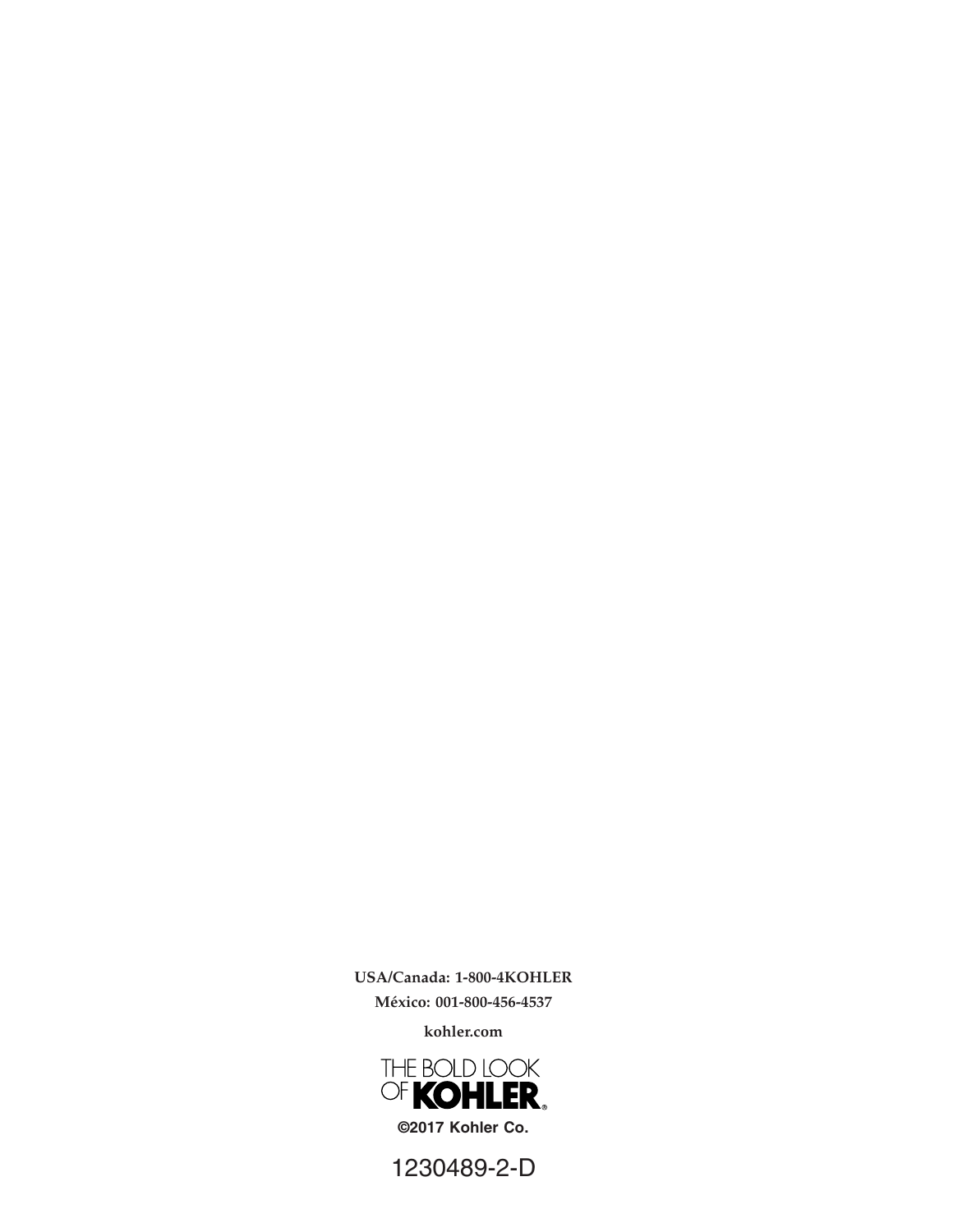**USA/Canada: 1-800-4KOHLER**

**México: 001-800-456-4537**

**kohler.com**

THE BOLD LOOK OF **KOHLER**®

**©2017 Kohler Co.**

1230489-2-D